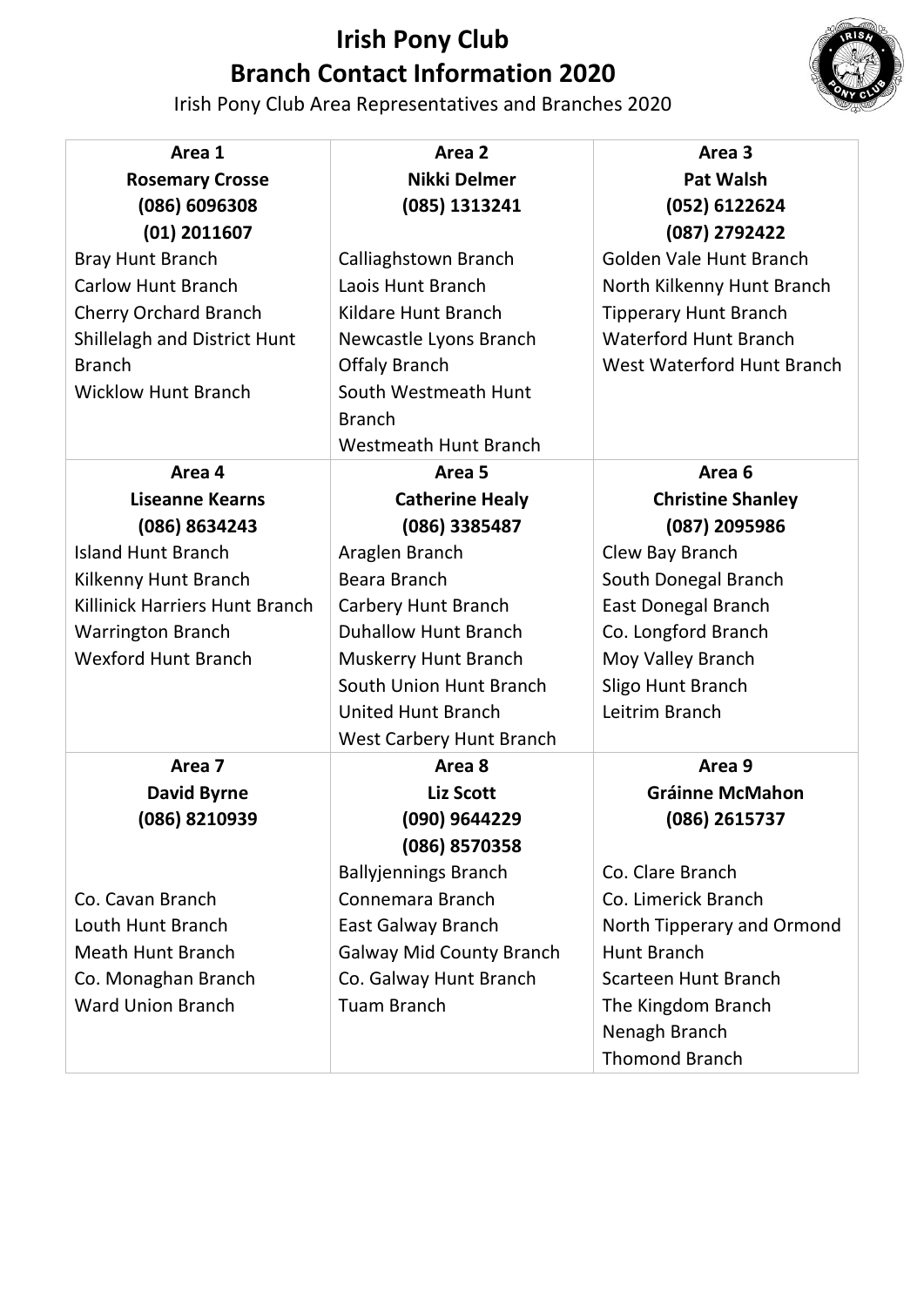# Irish Pony Club
# Branch Contact Information 2020

Irish Pony Club Area Representatives and Branches 2020

| Area 1 | Area 2 | Area 3 |
|---|---|---|
| **Rosemary Crosse**<br>**(086) 6096308**<br>**(01) 2011607** | **Nikki Delmer**<br>**(085) 1313241** | **Pat Walsh**<br>**(052) 6122624**<br>**(087) 2792422** |
| Bray Hunt Branch<br>Carlow Hunt Branch<br>Cherry Orchard Branch<br>Shillelagh and District Hunt Branch<br>Wicklow Hunt Branch | Calliaghstown Branch<br>Laois Hunt Branch<br>Kildare Hunt Branch<br>Newcastle Lyons Branch<br>Offaly Branch<br>South Westmeath Hunt Branch<br>Westmeath Hunt Branch | Golden Vale Hunt Branch<br>North Kilkenny Hunt Branch<br>Tipperary Hunt Branch<br>Waterford Hunt Branch<br>West Waterford Hunt Branch |
| **Area 4** | **Area 5** | **Area 6** |
| **Liseanne Kearns**<br>**(086) 8634243** | **Catherine Healy**<br>**(086) 3385487** | **Christine Shanley**<br>**(087) 2095986** |
| Island Hunt Branch<br>Kilkenny Hunt Branch<br>Killinick Harriers Hunt Branch<br>Warrington Branch<br>Wexford Hunt Branch | Araglen Branch<br>Beara Branch<br>Carbery Hunt Branch<br>Duhallow Hunt Branch<br>Muskerry Hunt Branch<br>South Union Hunt Branch<br>United Hunt Branch<br>West Carbery Hunt Branch | Clew Bay Branch<br>South Donegal Branch<br>East Donegal Branch<br>Co. Longford Branch<br>Moy Valley Branch<br>Sligo Hunt Branch<br>Leitrim Branch |
| **Area 7** | **Area 8** | **Area 9** |
| **David Byrne**<br>**(086) 8210939** | **Liz Scott**<br>**(090) 9644229**<br>**(086) 8570358** | **Gráinne McMahon**<br>**(086) 2615737** |
| Co. Cavan Branch<br>Louth Hunt Branch<br>Meath Hunt Branch<br>Co. Monaghan Branch<br>Ward Union Branch | Ballyjennings Branch<br>Connemara Branch<br>East Galway Branch<br>Galway Mid County Branch<br>Co. Galway Hunt Branch<br>Tuam Branch | Co. Clare Branch<br>Co. Limerick Branch<br>North Tipperary and Ormond Hunt Branch<br>Scarteen Hunt Branch<br>The Kingdom Branch<br>Nenagh Branch<br>Thomond Branch |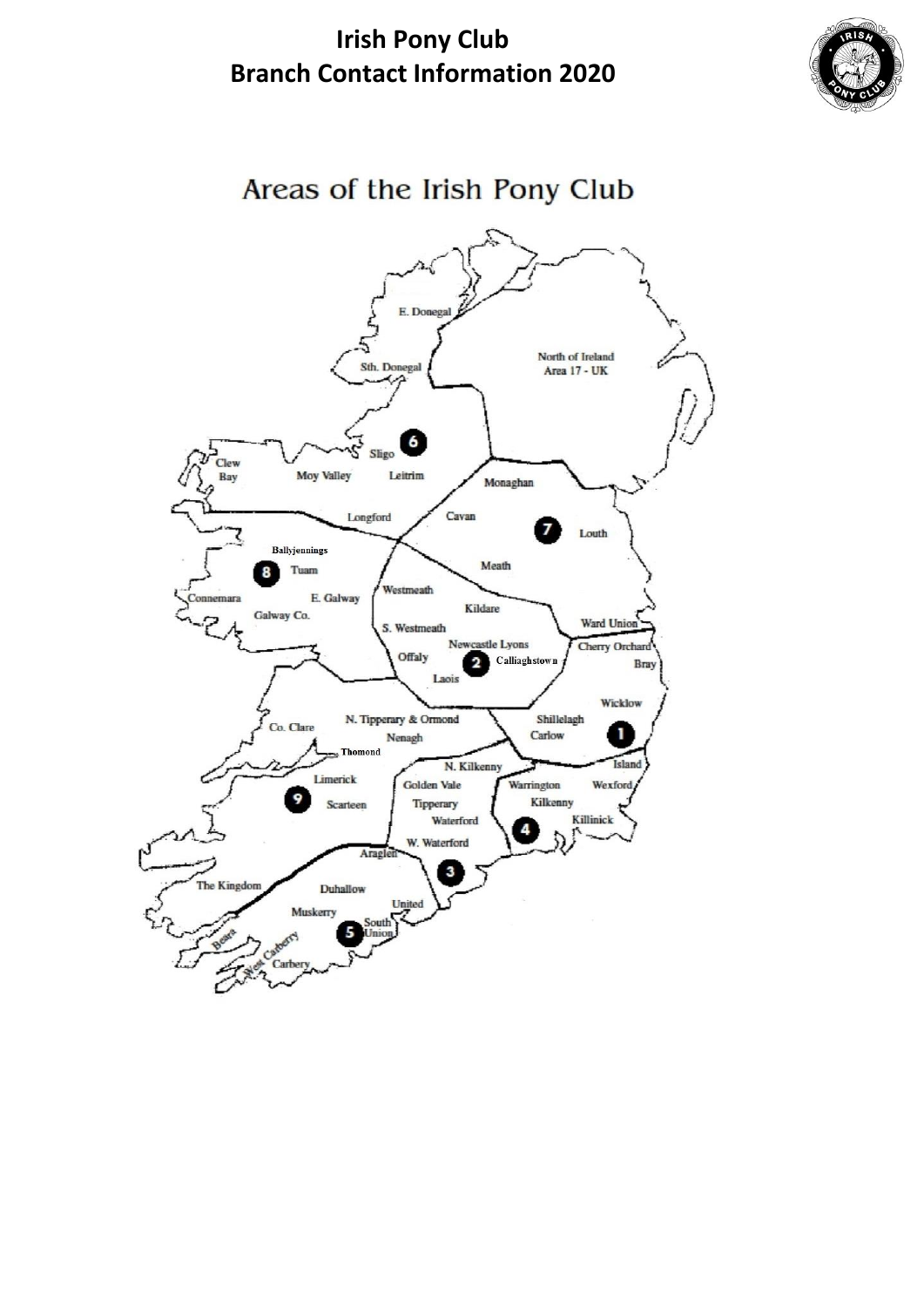# Irish Pony Club
# Branch Contact Information 2020

## Areas of the Irish Pony Club

E. Donegal

Sth. Donegal

North of Ireland
Area 17 - UK

6

Sligo

Clew Bay

Moy Valley

Leitrim

Monaghan

Longford

Cavan

7

Louth

Ballyjennings

8

Tuam

Meath

Connemara

E. Galway

Westmeath

Galway Co.

Kildare

S. Westmeath

Ward Union

Newcastle Lyons

Cherry Orchard

Offaly

2

Calliaghstown

Bray

Laois

Wicklow

N. Tipperary & Ormond

Co. Clare

Shillelagh

Nenagh

Carlow

1

Thomond

N. Kilkenny

Island

Limerick

Golden Vale

Warrington

Wexford

9

Scarteen

Tipperary

Kilkenny

Waterford

Killinick

4

W. Waterford

Araglen

3

The Kingdom

Duhallow

United

Muskerry

South Union

5

Beara

West Carbery

Carbery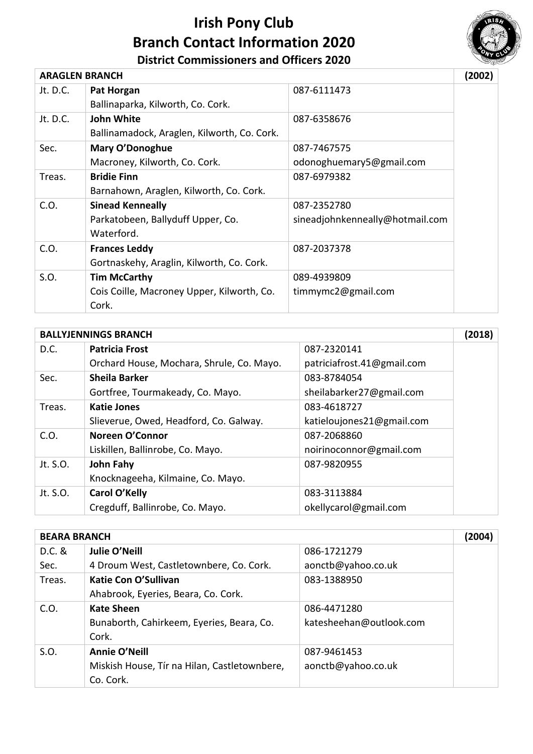# Irish Pony Club
# Branch Contact Information 2020
### District Commissioners and Officers 2020

| ARAGLEN BRANCH | | | (2002) |
|---|---|---|---|
| Jt. D.C. | **Pat Horgan**<br>Ballinaparka, Kilworth, Co. Cork. | 087-6111473 | |
| Jt. D.C. | **John White**<br>Ballinamadock, Araglen, Kilworth, Co. Cork. | 087-6358676 | |
| Sec. | **Mary O'Donoghue**<br>Macroney, Kilworth, Co. Cork. | 087-7467575<br>odonoghuemary5@gmail.com | |
| Treas. | **Bridie Finn**<br>Barnahown, Araglen, Kilworth, Co. Cork. | 087-6979382 | |
| C.O. | **Sinead Kenneally**<br>Parkatobeen, Ballyduff Upper, Co. Waterford. | 087-2352780<br>sineadjohnkenneally@hotmail.com | |
| C.O. | **Frances Leddy**<br>Gortnaskehy, Araglin, Kilworth, Co. Cork. | 087-2037378 | |
| S.O. | **Tim McCarthy**<br>Cois Coille, Macroney Upper, Kilworth, Co. Cork. | 089-4939809<br>timmymc2@gmail.com | |

| BALLYJENNINGS BRANCH | | | (2018) |
|---|---|---|---|
| D.C. | **Patricia Frost**<br>Orchard House, Mochara, Shrule, Co. Mayo. | 087-2320141<br>patriciafrost.41@gmail.com | |
| Sec. | **Sheila Barker**<br>Gortfree, Tourmakeady, Co. Mayo. | 083-8784054<br>sheilabarker27@gmail.com | |
| Treas. | **Katie Jones**<br>Slieverue, Owed, Headford, Co. Galway. | 083-4618727<br>katieloujones21@gmail.com | |
| C.O. | **Noreen O'Connor**<br>Liskillen, Ballinrobe, Co. Mayo. | 087-2068860<br>noirinoconnor@gmail.com | |
| Jt. S.O. | **John Fahy**<br>Knocknageeha, Kilmaine, Co. Mayo. | 087-9820955 | |
| Jt. S.O. | **Carol O'Kelly**<br>Cregduff, Ballinrobe, Co. Mayo. | 083-3113884<br>okellycarol@gmail.com | |

| BEARA BRANCH | | | (2004) |
|---|---|---|---|
| D.C. & Sec. | **Julie O'Neill**<br>4 Droum West, Castletownbere, Co. Cork. | 086-1721279<br>aonctb@yahoo.co.uk | |
| Treas. | **Katie Con O'Sullivan**<br>Ahabrook, Eyeries, Beara, Co. Cork. | 083-1388950 | |
| C.O. | **Kate Sheen**<br>Bunaborth, Cahirkeem, Eyeries, Beara, Co. Cork. | 086-4471280<br>katesheehan@outlook.com | |
| S.O. | **Annie O'Neill**<br>Miskish House, Tír na Hilan, Castletownbere, Co. Cork. | 087-9461453<br>aonctb@yahoo.co.uk | |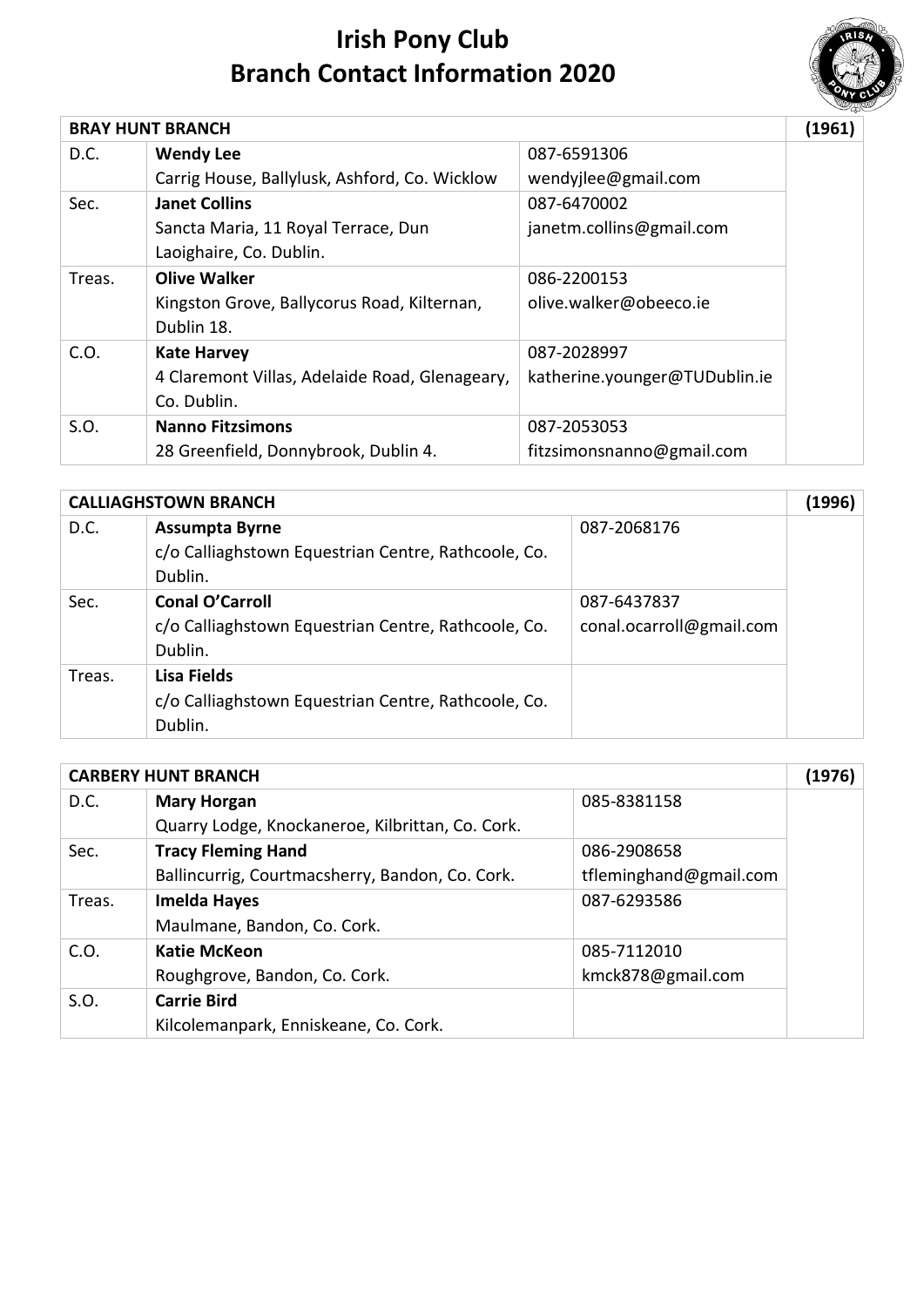# Irish Pony Club
# Branch Contact Information 2020

| BRAY HUNT BRANCH | | | (1961) |
|---|---|---|---|
| D.C. | **Wendy Lee**<br>Carrig House, Ballylusk, Ashford, Co. Wicklow | 087-6591306<br>wendyjlee@gmail.com | |
| Sec. | **Janet Collins**<br>Sancta Maria, 11 Royal Terrace, Dun Laoighaire, Co. Dublin. | 087-6470002<br>janetm.collins@gmail.com | |
| Treas. | **Olive Walker**<br>Kingston Grove, Ballycorus Road, Kilternan, Dublin 18. | 086-2200153<br>olive.walker@obeeco.ie | |
| C.O. | **Kate Harvey**<br>4 Claremont Villas, Adelaide Road, Glenageary, Co. Dublin. | 087-2028997<br>katherine.younger@TUDublin.ie | |
| S.O. | **Nanno Fitzsimons**<br>28 Greenfield, Donnybrook, Dublin 4. | 087-2053053<br>fitzsimonsnanno@gmail.com | |

| CALLIAGHSTOWN BRANCH | | | (1996) |
|---|---|---|---|
| D.C. | **Assumpta Byrne**<br>c/o Calliaghstown Equestrian Centre, Rathcoole, Co. Dublin. | 087-2068176 | |
| Sec. | **Conal O'Carroll**<br>c/o Calliaghstown Equestrian Centre, Rathcoole, Co. Dublin. | 087-6437837<br>conal.ocarroll@gmail.com | |
| Treas. | **Lisa Fields**<br>c/o Calliaghstown Equestrian Centre, Rathcoole, Co. Dublin. | | |

| CARBERY HUNT BRANCH | | | (1976) |
|---|---|---|---|
| D.C. | **Mary Horgan**<br>Quarry Lodge, Knockaneroe, Kilbrittan, Co. Cork. | 085-8381158 | |
| Sec. | **Tracy Fleming Hand**<br>Ballincurrig, Courtmacsherry, Bandon, Co. Cork. | 086-2908658<br>tfleminghand@gmail.com | |
| Treas. | **Imelda Hayes**<br>Maulmane, Bandon, Co. Cork. | 087-6293586 | |
| C.O. | **Katie McKeon**<br>Roughgrove, Bandon, Co. Cork. | 085-7112010<br>kmck878@gmail.com | |
| S.O. | **Carrie Bird**<br>Kilcolemanpark, Enniskeane, Co. Cork. | | |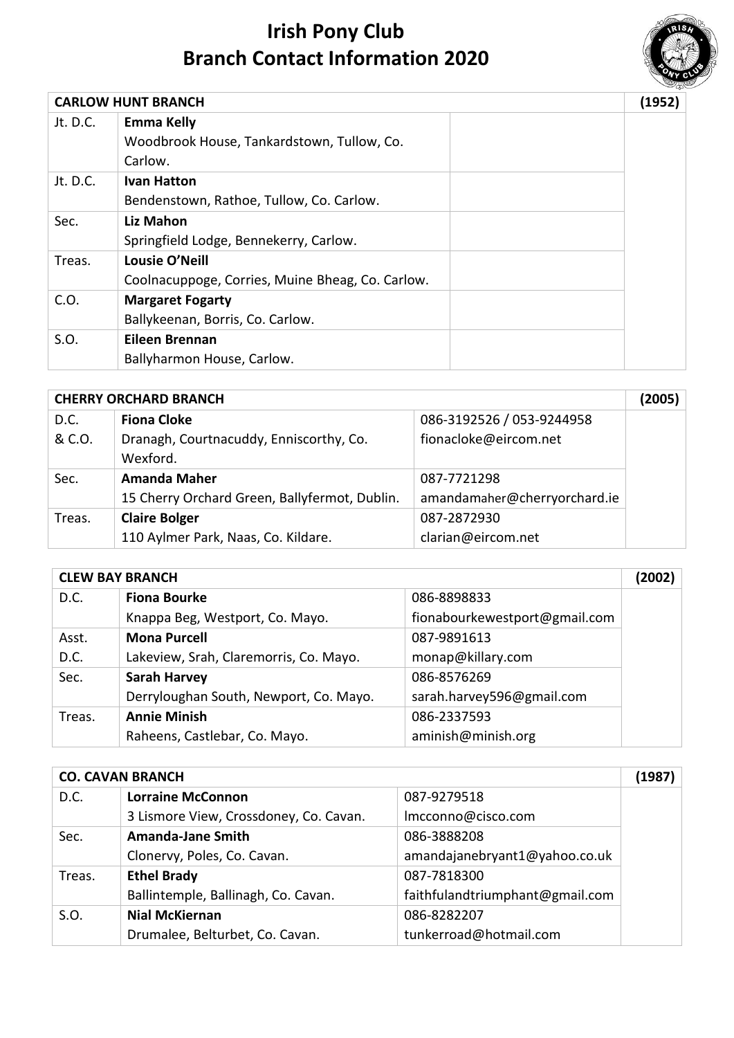# Irish Pony Club
# Branch Contact Information 2020

| CARLOW HUNT BRANCH | | | (1952) |
|---|---|---|---|
| Jt. D.C. | **Emma Kelly**<br>Woodbrook House, Tankardstown, Tullow, Co. Carlow. | | |
| Jt. D.C. | **Ivan Hatton**<br>Bendenstown, Rathoe, Tullow, Co. Carlow. | | |
| Sec. | **Liz Mahon**<br>Springfield Lodge, Bennekerry, Carlow. | | |
| Treas. | **Lousie O'Neill**<br>Coolnacuppoge, Corries, Muine Bheag, Co. Carlow. | | |
| C.O. | **Margaret Fogarty**<br>Ballykeenan, Borris, Co. Carlow. | | |
| S.O. | **Eileen Brennan**<br>Ballyharmon House, Carlow. | | |

| CHERRY ORCHARD BRANCH | | | (2005) |
|---|---|---|---|
| D.C. & C.O. | **Fiona Cloke**<br>Dranagh, Courtnacuddy, Enniscorthy, Co. Wexford. | 086-3192526 / 053-9244958<br>fionacloke@eircom.net | |
| Sec. | **Amanda Maher**<br>15 Cherry Orchard Green, Ballyfermot, Dublin. | 087-7721298<br>amandamaher@cherryorchard.ie | |
| Treas. | **Claire Bolger**<br>110 Aylmer Park, Naas, Co. Kildare. | 087-2872930<br>clarian@eircom.net | |

| CLEW BAY BRANCH | | | (2002) |
|---|---|---|---|
| D.C. | **Fiona Bourke**<br>Knappa Beg, Westport, Co. Mayo. | 086-8898833<br>fionabourkewestport@gmail.com | |
| Asst. D.C. | **Mona Purcell**<br>Lakeview, Srah, Claremorris, Co. Mayo. | 087-9891613<br>monap@killary.com | |
| Sec. | **Sarah Harvey**<br>Derryloughan South, Newport, Co. Mayo. | 086-8576269<br>sarah.harvey596@gmail.com | |
| Treas. | **Annie Minish**<br>Raheens, Castlebar, Co. Mayo. | 086-2337593<br>aminish@minish.org | |

| CO. CAVAN BRANCH | | | (1987) |
|---|---|---|---|
| D.C. | **Lorraine McConnon**<br>3 Lismore View, Crossdoney, Co. Cavan. | 087-9279518<br>lmcconno@cisco.com | |
| Sec. | **Amanda-Jane Smith**<br>Clonervy, Poles, Co. Cavan. | 086-3888208<br>amandajanebryant1@yahoo.co.uk | |
| Treas. | **Ethel Brady**<br>Ballintemple, Ballinagh, Co. Cavan. | 087-7818300<br>faithfulandtriumphant@gmail.com | |
| S.O. | **Nial McKiernan**<br>Drumalee, Belturbet, Co. Cavan. | 086-8282207<br>tunkerroad@hotmail.com | |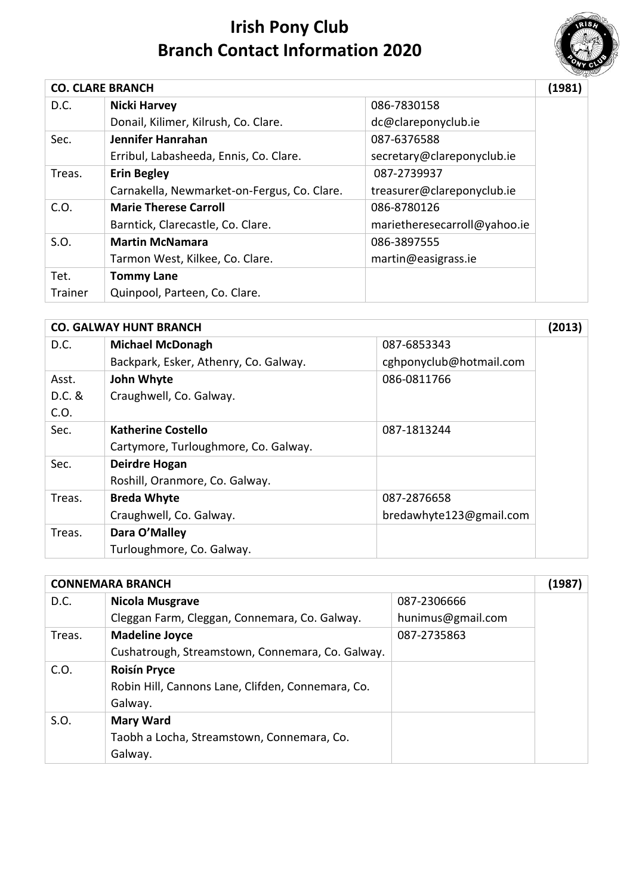# Irish Pony Club
# Branch Contact Information 2020

| CO. CLARE BRANCH | | | (1981) |
|---|---|---|---|
| D.C. | **Nicki Harvey**<br>Donail, Kilimer, Kilrush, Co. Clare. | 086-7830158<br>dc@clareponyclub.ie | |
| Sec. | **Jennifer Hanrahan**<br>Erribul, Labasheeda, Ennis, Co. Clare. | 087-6376588<br>secretary@clareponyclub.ie | |
| Treas. | **Erin Begley**<br>Carnakella, Newmarket-on-Fergus, Co. Clare. | 087-2739937<br>treasurer@clareponyclub.ie | |
| C.O. | **Marie Therese Carroll**<br>Barntick, Clarecastle, Co. Clare. | 086-8780126<br>marietheresecarroll@yahoo.ie | |
| S.O. | **Martin McNamara**<br>Tarmon West, Kilkee, Co. Clare. | 086-3897555<br>martin@easigrass.ie | |
| Tet. Trainer | **Tommy Lane**<br>Quinpool, Parteen, Co. Clare. | | |

| CO. GALWAY HUNT BRANCH | | | (2013) |
|---|---|---|---|
| D.C. | **Michael McDonagh**<br>Backpark, Esker, Athenry, Co. Galway. | 087-6853343<br>cghponyclub@hotmail.com | |
| Asst. D.C. & C.O. | **John Whyte**<br>Craughwell, Co. Galway. | 086-0811766 | |
| Sec. | **Katherine Costello**<br>Cartymore, Turloughmore, Co. Galway. | 087-1813244 | |
| Sec. | **Deirdre Hogan**<br>Roshill, Oranmore, Co. Galway. | | |
| Treas. | **Breda Whyte**<br>Craughwell, Co. Galway. | 087-2876658<br>bredawhyte123@gmail.com | |
| Treas. | **Dara O'Malley**<br>Turloughmore, Co. Galway. | | |

| CONNEMARA BRANCH | | | (1987) |
|---|---|---|---|
| D.C. | **Nicola Musgrave**<br>Cleggan Farm, Cleggan, Connemara, Co. Galway. | 087-2306666<br>hunimus@gmail.com | |
| Treas. | **Madeline Joyce**<br>Cushatrough, Streamstown, Connemara, Co. Galway. | 087-2735863 | |
| C.O. | **Roisín Pryce**<br>Robin Hill, Cannons Lane, Clifden, Connemara, Co. Galway. | | |
| S.O. | **Mary Ward**<br>Taobh a Locha, Streamstown, Connemara, Co. Galway. | | |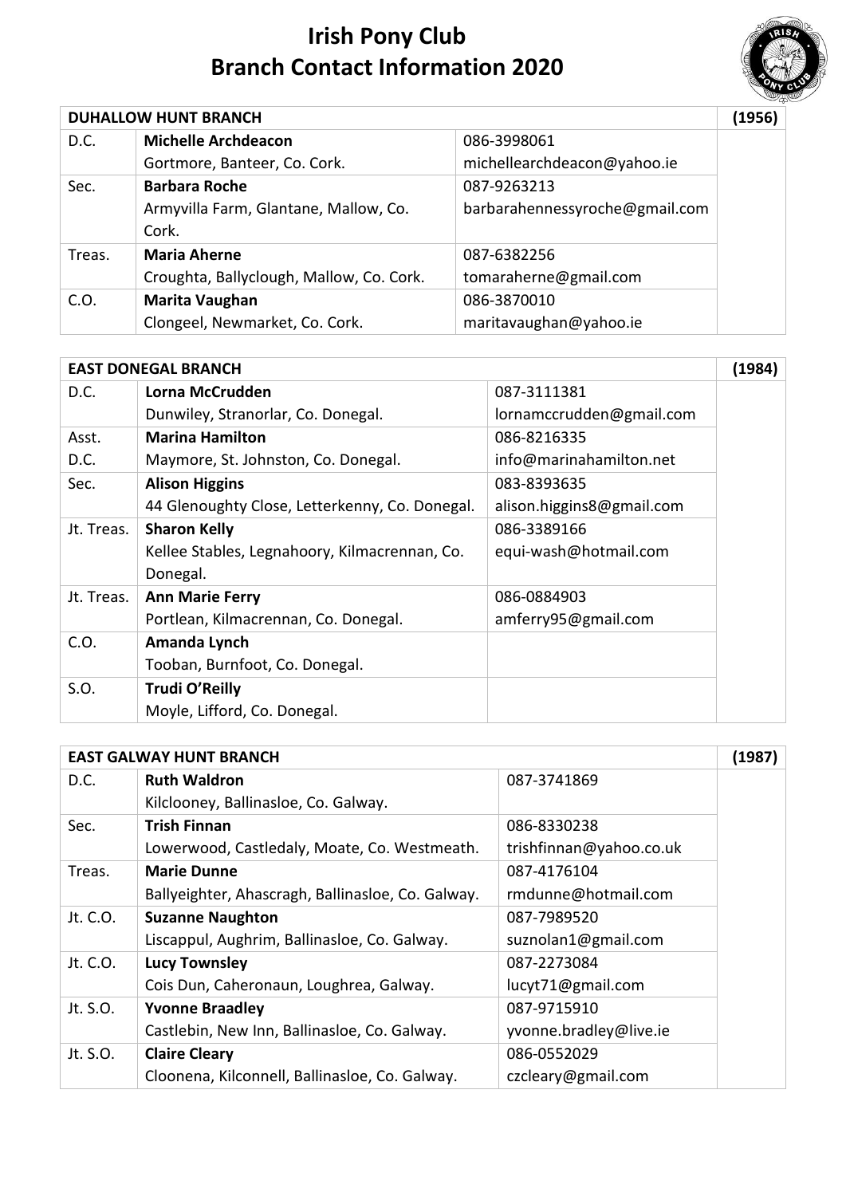# Irish Pony Club
# Branch Contact Information 2020

| DUHALLOW HUNT BRANCH | | | (1956) |
|---|---|---|---|
| D.C. | **Michelle Archdeacon**<br>Gortmore, Banteer, Co. Cork. | 086-3998061<br>michellearchdeacon@yahoo.ie | |
| Sec. | **Barbara Roche**<br>Armyvilla Farm, Glantane, Mallow, Co. Cork. | 087-9263213<br>barbarahennessyroche@gmail.com | |
| Treas. | **Maria Aherne**<br>Croughta, Ballyclough, Mallow, Co. Cork. | 087-6382256<br>tomaraherne@gmail.com | |
| C.O. | **Marita Vaughan**<br>Clongeel, Newmarket, Co. Cork. | 086-3870010<br>maritavaughan@yahoo.ie | |

| EAST DONEGAL BRANCH | | | (1984) |
|---|---|---|---|
| D.C. | **Lorna McCrudden**<br>Dunwiley, Stranorlar, Co. Donegal. | 087-3111381<br>lornamccrudden@gmail.com | |
| Asst. D.C. | **Marina Hamilton**<br>Maymore, St. Johnston, Co. Donegal. | 086-8216335<br>info@marinahamilton.net | |
| Sec. | **Alison Higgins**<br>44 Glenoughty Close, Letterkenny, Co. Donegal. | 083-8393635<br>alison.higgins8@gmail.com | |
| Jt. Treas. | **Sharon Kelly**<br>Kellee Stables, Legnahoory, Kilmacrennan, Co. Donegal. | 086-3389166<br>equi-wash@hotmail.com | |
| Jt. Treas. | **Ann Marie Ferry**<br>Portlean, Kilmacrennan, Co. Donegal. | 086-0884903<br>amferry95@gmail.com | |
| C.O. | **Amanda Lynch**<br>Tooban, Burnfoot, Co. Donegal. | | |
| S.O. | **Trudi O'Reilly**<br>Moyle, Lifford, Co. Donegal. | | |

| EAST GALWAY HUNT BRANCH | | | (1987) |
|---|---|---|---|
| D.C. | **Ruth Waldron**<br>Kilclooney, Ballinasloe, Co. Galway. | 087-3741869 | |
| Sec. | **Trish Finnan**<br>Lowerwood, Castledaly, Moate, Co. Westmeath. | 086-8330238<br>trishfinnan@yahoo.co.uk | |
| Treas. | **Marie Dunne**<br>Ballyeighter, Ahascragh, Ballinasloe, Co. Galway. | 087-4176104<br>rmdunne@hotmail.com | |
| Jt. C.O. | **Suzanne Naughton**<br>Liscappul, Aughrim, Ballinasloe, Co. Galway. | 087-7989520<br>suznolan1@gmail.com | |
| Jt. C.O. | **Lucy Townsley**<br>Cois Dun, Caheronaun, Loughrea, Galway. | 087-2273084<br>lucyt71@gmail.com | |
| Jt. S.O. | **Yvonne Braadley**<br>Castlebin, New Inn, Ballinasloe, Co. Galway. | 087-9715910<br>yvonne.bradley@live.ie | |
| Jt. S.O. | **Claire Cleary**<br>Cloonena, Kilconnell, Ballinasloe, Co. Galway. | 086-0552029<br>czcleary@gmail.com | |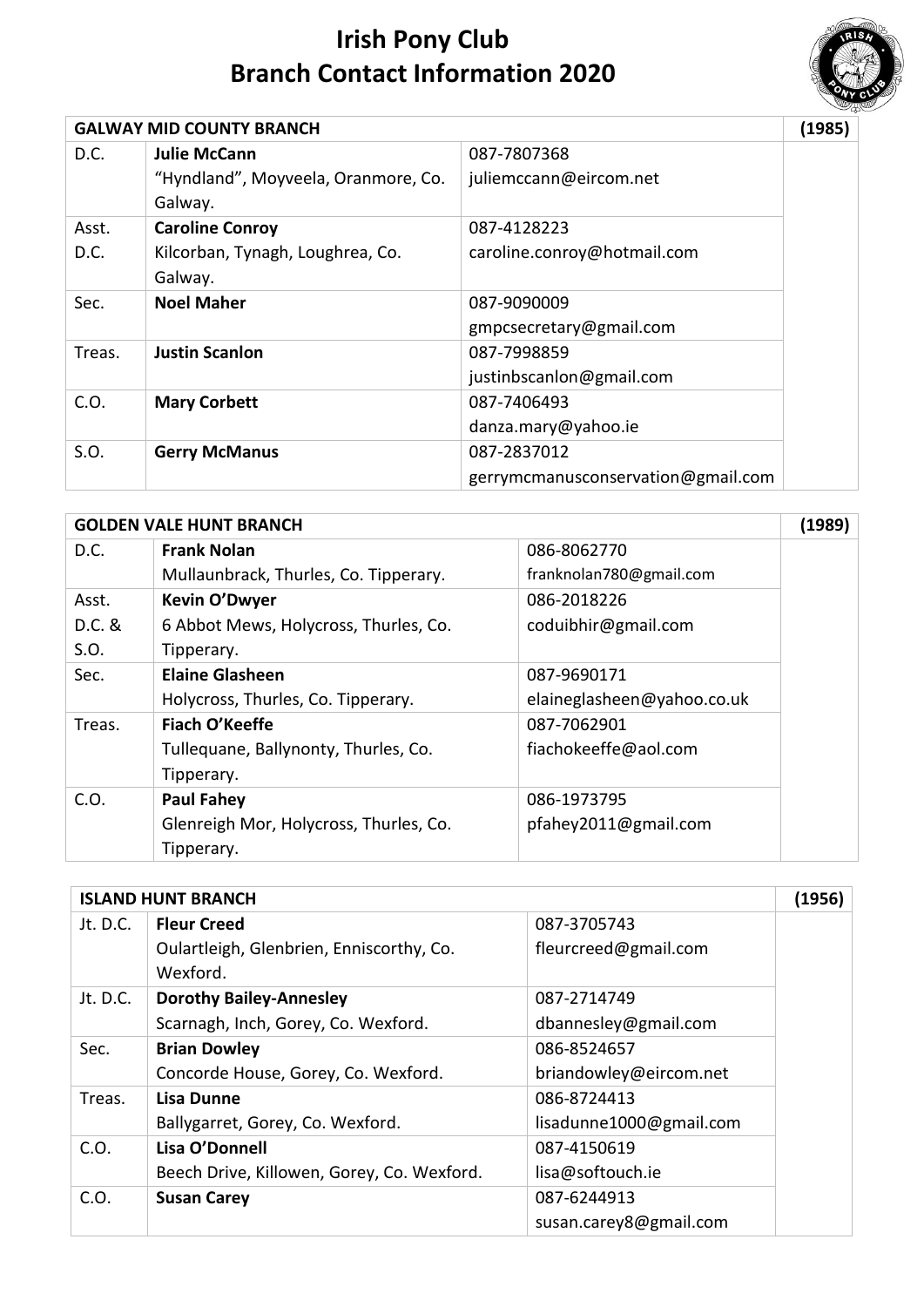# Irish Pony Club
# Branch Contact Information 2020

| GALWAY MID COUNTY BRANCH | | | (1985) |
|---|---|---|---|
| D.C. | **Julie McCann**<br>"Hyndland", Moyveela, Oranmore, Co. Galway. | 087-7807368<br>juliemccann@eircom.net | |
| Asst. D.C. | **Caroline Conroy**<br>Kilcorban, Tynagh, Loughrea, Co. Galway. | 087-4128223<br>caroline.conroy@hotmail.com | |
| Sec. | **Noel Maher** | 087-9090009<br>gmpcsecretary@gmail.com | |
| Treas. | **Justin Scanlon** | 087-7998859<br>justinbscanlon@gmail.com | |
| C.O. | **Mary Corbett** | 087-7406493<br>danza.mary@yahoo.ie | |
| S.O. | **Gerry McManus** | 087-2837012<br>gerrymcmanusconservation@gmail.com | |

| GOLDEN VALE HUNT BRANCH | | | (1989) |
|---|---|---|---|
| D.C. | **Frank Nolan**<br>Mullaunbrack, Thurles, Co. Tipperary. | 086-8062770<br>franknolan780@gmail.com | |
| Asst. D.C. & S.O. | **Kevin O'Dwyer**<br>6 Abbot Mews, Holycross, Thurles, Co. Tipperary. | 086-2018226<br>coduibhir@gmail.com | |
| Sec. | **Elaine Glasheen**<br>Holycross, Thurles, Co. Tipperary. | 087-9690171<br>elaineglasheen@yahoo.co.uk | |
| Treas. | **Fiach O'Keeffe**<br>Tullequane, Ballynonty, Thurles, Co. Tipperary. | 087-7062901<br>fiachokeeffe@aol.com | |
| C.O. | **Paul Fahey**<br>Glenreigh Mor, Holycross, Thurles, Co. Tipperary. | 086-1973795<br>pfahey2011@gmail.com | |

| ISLAND HUNT BRANCH | | | (1956) |
|---|---|---|---|
| Jt. D.C. | **Fleur Creed**<br>Oulartleigh, Glenbrien, Enniscorthy, Co. Wexford. | 087-3705743<br>fleurcreed@gmail.com | |
| Jt. D.C. | **Dorothy Bailey-Annesley**<br>Scarnagh, Inch, Gorey, Co. Wexford. | 087-2714749<br>dbannesley@gmail.com | |
| Sec. | **Brian Dowley**<br>Concorde House, Gorey, Co. Wexford. | 086-8524657<br>briandowley@eircom.net | |
| Treas. | **Lisa Dunne**<br>Ballygarret, Gorey, Co. Wexford. | 086-8724413<br>lisadunne1000@gmail.com | |
| C.O. | **Lisa O'Donnell**<br>Beech Drive, Killowen, Gorey, Co. Wexford. | 087-4150619<br>lisa@softouch.ie | |
| C.O. | **Susan Carey** | 087-6244913<br>susan.carey8@gmail.com | |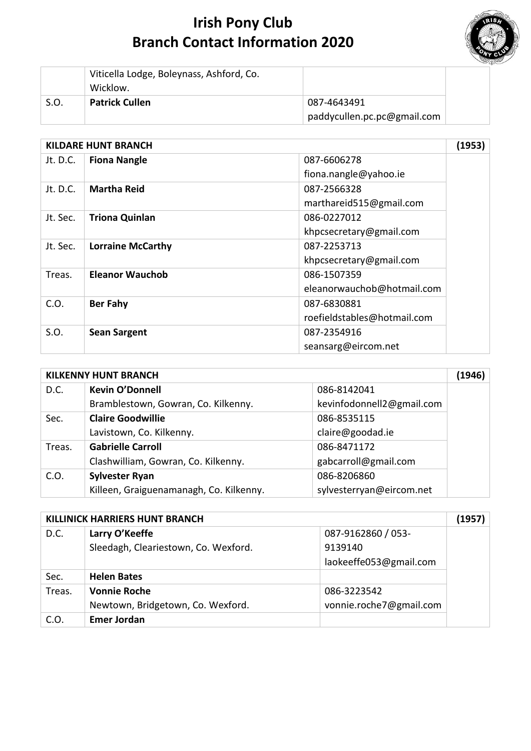# Irish Pony Club
# Branch Contact Information 2020

| | | | |
|---|---|---|---|
| | Viticella Lodge, Boleynass, Ashford, Co. Wicklow. | | |
| S.O. | **Patrick Cullen** | 087-4643491<br>paddycullen.pc.pc@gmail.com | |

| **KILDARE HUNT BRANCH** | | | **(1953)** |
|---|---|---|---|
| Jt. D.C. | **Fiona Nangle** | 087-6606278<br>fiona.nangle@yahoo.ie | |
| Jt. D.C. | **Martha Reid** | 087-2566328<br>marthareid515@gmail.com | |
| Jt. Sec. | **Triona Quinlan** | 086-0227012<br>khpcsecretary@gmail.com | |
| Jt. Sec. | **Lorraine McCarthy** | 087-2253713<br>khpcsecretary@gmail.com | |
| Treas. | **Eleanor Wauchob** | 086-1507359<br>eleanorwauchob@hotmail.com | |
| C.O. | **Ber Fahy** | 087-6830881<br>roefieldstables@hotmail.com | |
| S.O. | **Sean Sargent** | 087-2354916<br>seansarg@eircom.net | |

| **KILKENNY HUNT BRANCH** | | | **(1946)** |
|---|---|---|---|
| D.C. | **Kevin O'Donnell**<br>Bramblestown, Gowran, Co. Kilkenny. | 086-8142041<br>kevinfodonnell2@gmail.com | |
| Sec. | **Claire Goodwillie**<br>Lavistown, Co. Kilkenny. | 086-8535115<br>claire@goodad.ie | |
| Treas. | **Gabrielle Carroll**<br>Clashwilliam, Gowran, Co. Kilkenny. | 086-8471172<br>gabcarroll@gmail.com | |
| C.O. | **Sylvester Ryan**<br>Killeen, Graiguenamanagh, Co. Kilkenny. | 086-8206860<br>sylvesterryan@eircom.net | |

| **KILLINICK HARRIERS HUNT BRANCH** | | | **(1957)** |
|---|---|---|---|
| D.C. | **Larry O'Keeffe**<br>Sleedagh, Cleariestown, Co. Wexford. | 087-9162860 / 053-9139140<br>laokeeffe053@gmail.com | |
| Sec. | **Helen Bates** | | |
| Treas. | **Vonnie Roche**<br>Newtown, Bridgetown, Co. Wexford. | 086-3223542<br>vonnie.roche7@gmail.com | |
| C.O. | **Emer Jordan** | | |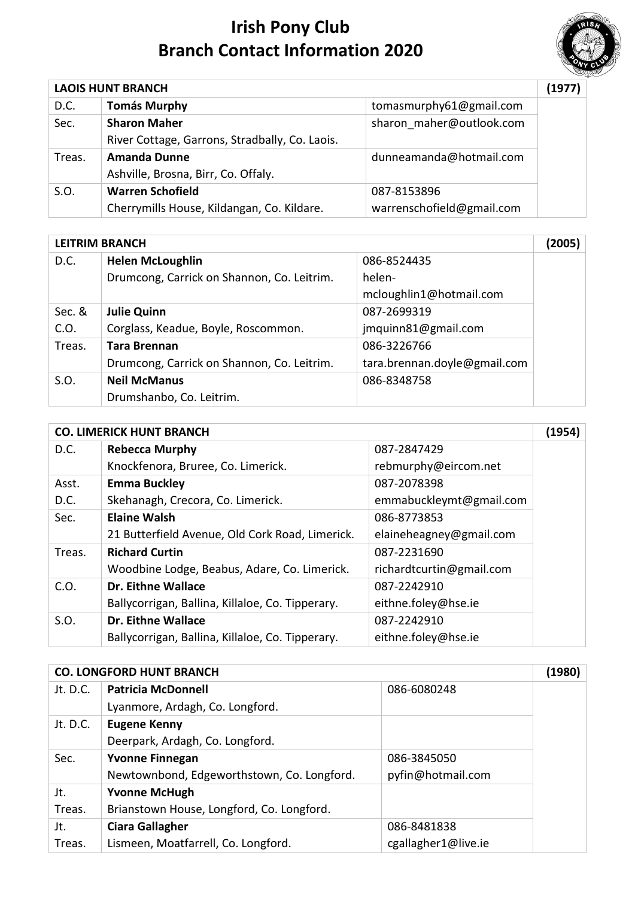# Irish Pony Club
# Branch Contact Information 2020

| LAOIS HUNT BRANCH | | | (1977) |
|---|---|---|---|
| D.C. | **Tomás Murphy** | tomasmurphy61@gmail.com | |
| Sec. | **Sharon Maher**<br>River Cottage, Garrons, Stradbally, Co. Laois. | sharon_maher@outlook.com | |
| Treas. | **Amanda Dunne**<br>Ashville, Brosna, Birr, Co. Offaly. | dunneamanda@hotmail.com | |
| S.O. | **Warren Schofield**<br>Cherrymills House, Kildangan, Co. Kildare. | 087-8153896<br>warrenschofield@gmail.com | |

| LEITRIM BRANCH | | | (2005) |
|---|---|---|---|
| D.C. | **Helen McLoughlin**<br>Drumcong, Carrick on Shannon, Co. Leitrim. | 086-8524435<br>helen-mcloughlin1@hotmail.com | |
| Sec. & C.O. | **Julie Quinn**<br>Corglass, Keadue, Boyle, Roscommon. | 087-2699319<br>jmquinn81@gmail.com | |
| Treas. | **Tara Brennan**<br>Drumcong, Carrick on Shannon, Co. Leitrim. | 086-3226766<br>tara.brennan.doyle@gmail.com | |
| S.O. | **Neil McManus**<br>Drumshanbo, Co. Leitrim. | 086-8348758 | |

| CO. LIMERICK HUNT BRANCH | | | (1954) |
|---|---|---|---|
| D.C. | **Rebecca Murphy**<br>Knockfenora, Bruree, Co. Limerick. | 087-2847429<br>rebmurphy@eircom.net | |
| Asst. D.C. | **Emma Buckley**<br>Skehanagh, Crecora, Co. Limerick. | 087-2078398<br>emmabuckleymt@gmail.com | |
| Sec. | **Elaine Walsh**<br>21 Butterfield Avenue, Old Cork Road, Limerick. | 086-8773853<br>elaineheagney@gmail.com | |
| Treas. | **Richard Curtin**<br>Woodbine Lodge, Beabus, Adare, Co. Limerick. | 087-2231690<br>richardtcurtin@gmail.com | |
| C.O. | **Dr. Eithne Wallace**<br>Ballycorrigan, Ballina, Killaloe, Co. Tipperary. | 087-2242910<br>eithne.foley@hse.ie | |
| S.O. | **Dr. Eithne Wallace**<br>Ballycorrigan, Ballina, Killaloe, Co. Tipperary. | 087-2242910<br>eithne.foley@hse.ie | |

| CO. LONGFORD HUNT BRANCH | | | (1980) |
|---|---|---|---|
| Jt. D.C. | **Patricia McDonnell**<br>Lyanmore, Ardagh, Co. Longford. | 086-6080248 | |
| Jt. D.C. | **Eugene Kenny**<br>Deerpark, Ardagh, Co. Longford. | | |
| Sec. | **Yvonne Finnegan**<br>Newtownbond, Edgeworthstown, Co. Longford. | 086-3845050<br>pyfin@hotmail.com | |
| Jt. Treas. | **Yvonne McHugh**<br>Brianstown House, Longford, Co. Longford. | | |
| Jt. Treas. | **Ciara Gallagher**<br>Lismeen, Moatfarrell, Co. Longford. | 086-8481838<br>cgallagher1@live.ie | |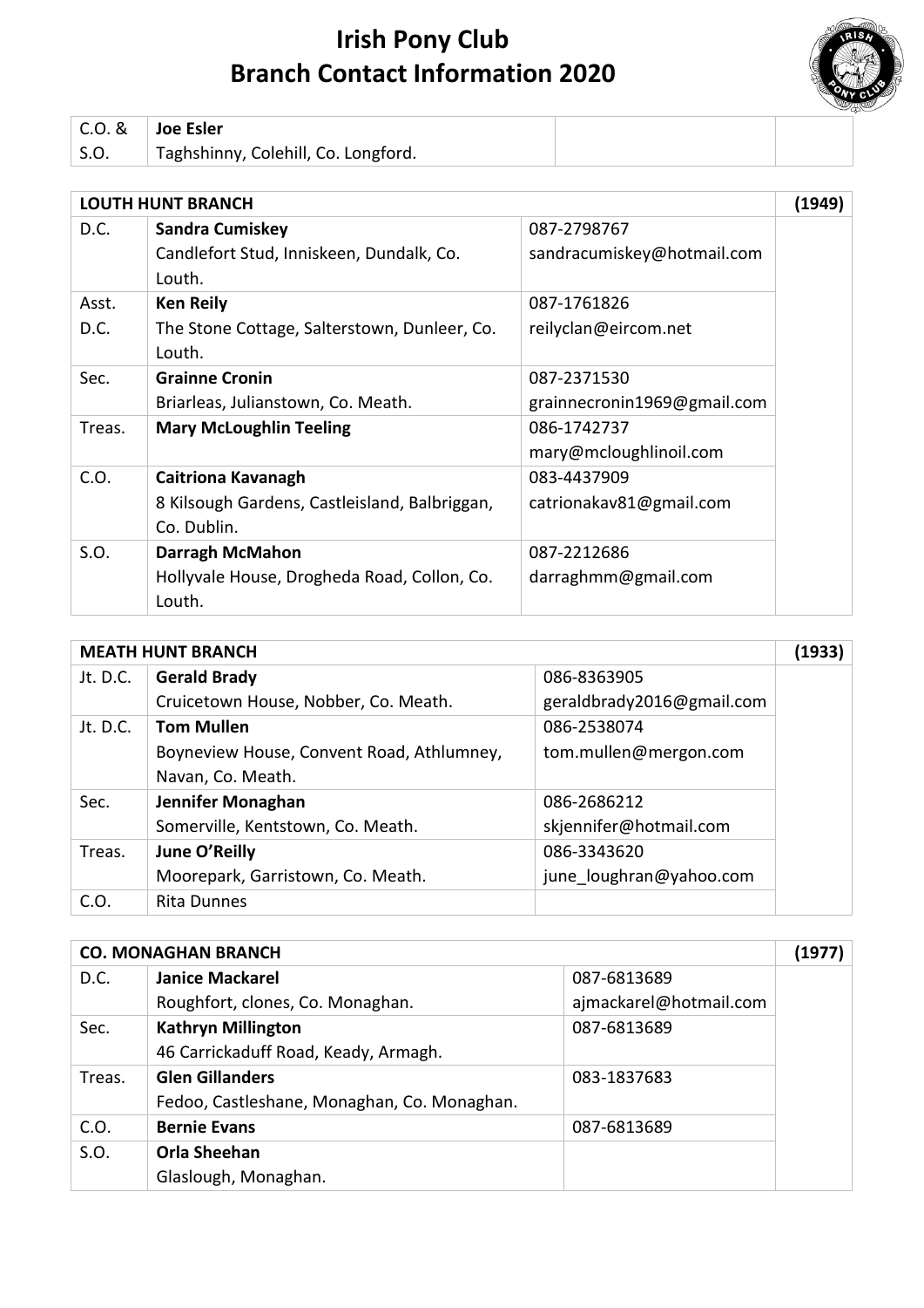# Irish Pony Club
# Branch Contact Information 2020

| C.O. & S.O. | **Joe Esler**<br>Taghshinny, Colehill, Co. Longford. | | |
|---|---|---|---|

| **LOUTH HUNT BRANCH** | | | **(1949)** |
|---|---|---|---|
| D.C. | **Sandra Cumiskey**<br>Candlefort Stud, Inniskeen, Dundalk, Co. Louth. | 087-2798767<br>sandracumiskey@hotmail.com | |
| Asst. D.C. | **Ken Reily**<br>The Stone Cottage, Salterstown, Dunleer, Co. Louth. | 087-1761826<br>reilyclan@eircom.net | |
| Sec. | **Grainne Cronin**<br>Briarleas, Julianstown, Co. Meath. | 087-2371530<br>grainnecronin1969@gmail.com | |
| Treas. | **Mary McLoughlin Teeling** | 086-1742737<br>mary@mcloughlinoil.com | |
| C.O. | **Caitriona Kavanagh**<br>8 Kilsough Gardens, Castleisland, Balbriggan, Co. Dublin. | 083-4437909<br>catrionakav81@gmail.com | |
| S.O. | **Darragh McMahon**<br>Hollyvale House, Drogheda Road, Collon, Co. Louth. | 087-2212686<br>darraghmm@gmail.com | |

| **MEATH HUNT BRANCH** | | | **(1933)** |
|---|---|---|---|
| Jt. D.C. | **Gerald Brady**<br>Cruicetown House, Nobber, Co. Meath. | 086-8363905<br>geraldbrady2016@gmail.com | |
| Jt. D.C. | **Tom Mullen**<br>Boyneview House, Convent Road, Athlumney, Navan, Co. Meath. | 086-2538074<br>tom.mullen@mergon.com | |
| Sec. | **Jennifer Monaghan**<br>Somerville, Kentstown, Co. Meath. | 086-2686212<br>skjennifer@hotmail.com | |
| Treas. | **June O'Reilly**<br>Moorepark, Garristown, Co. Meath. | 086-3343620<br>june_loughran@yahoo.com | |
| C.O. | Rita Dunnes | | |

| **CO. MONAGHAN BRANCH** | | | **(1977)** |
|---|---|---|---|
| D.C. | **Janice Mackarel**<br>Roughfort, clones, Co. Monaghan. | 087-6813689<br>ajmackarel@hotmail.com | |
| Sec. | **Kathryn Millington**<br>46 Carrickaduff Road, Keady, Armagh. | 087-6813689 | |
| Treas. | **Glen Gillanders**<br>Fedoo, Castleshane, Monaghan, Co. Monaghan. | 083-1837683 | |
| C.O. | **Bernie Evans** | 087-6813689 | |
| S.O. | **Orla Sheehan**<br>Glaslough, Monaghan. | | |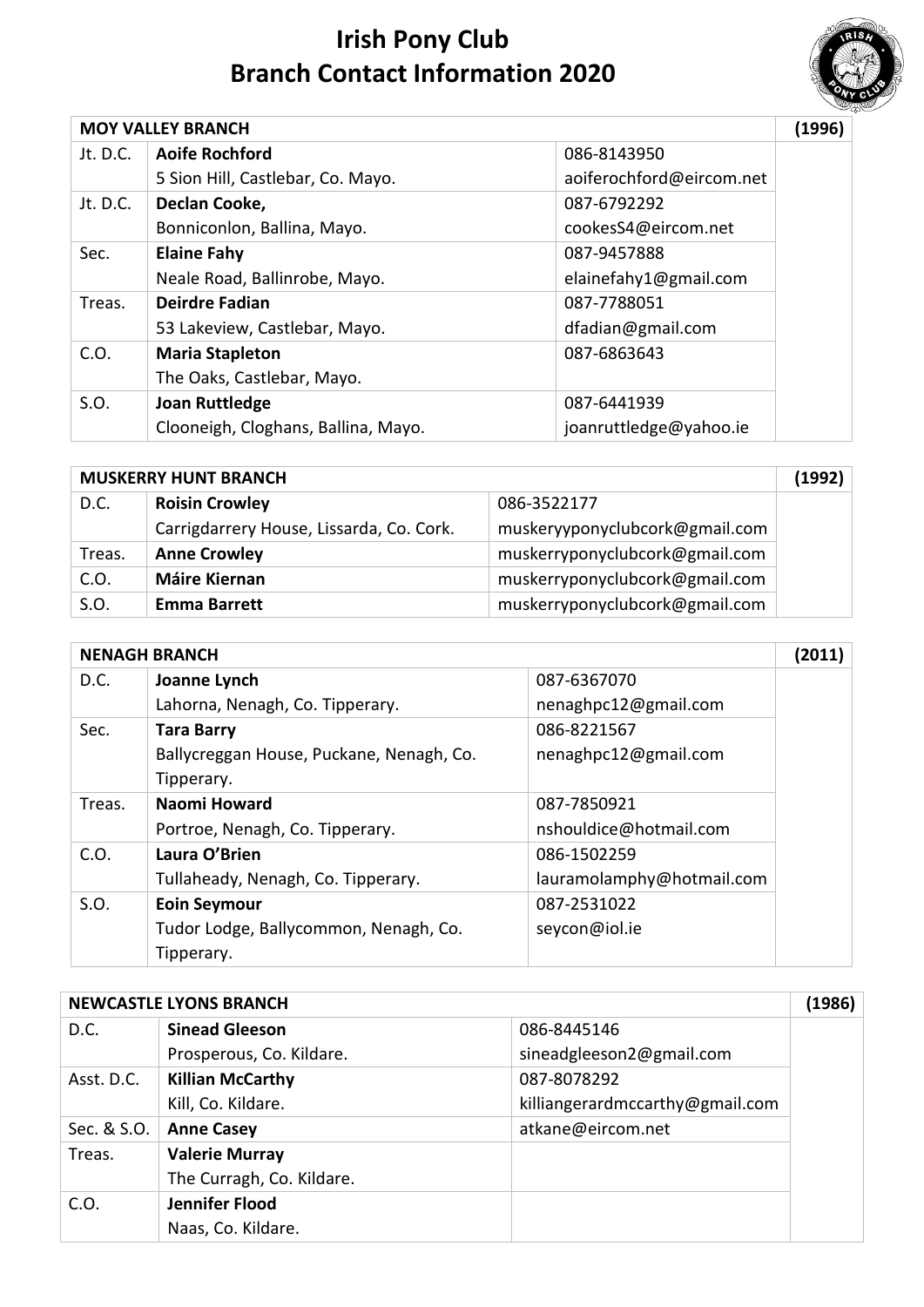# Irish Pony Club
# Branch Contact Information 2020

| MOY VALLEY BRANCH | | | (1996) |
|---|---|---|---|
| Jt. D.C. | **Aoife Rochford**<br>5 Sion Hill, Castlebar, Co. Mayo. | 086-8143950<br>aoiferochford@eircom.net | |
| Jt. D.C. | **Declan Cooke,**<br>Bonniconlon, Ballina, Mayo. | 087-6792292<br>cookesS4@eircom.net | |
| Sec. | **Elaine Fahy**<br>Neale Road, Ballinrobe, Mayo. | 087-9457888<br>elainefahy1@gmail.com | |
| Treas. | **Deirdre Fadian**<br>53 Lakeview, Castlebar, Mayo. | 087-7788051<br>dfadian@gmail.com | |
| C.O. | **Maria Stapleton**<br>The Oaks, Castlebar, Mayo. | 087-6863643 | |
| S.O. | **Joan Ruttledge**<br>Clooneigh, Cloghans, Ballina, Mayo. | 087-6441939<br>joanruttledge@yahoo.ie | |

| MUSKERRY HUNT BRANCH | | | (1992) |
|---|---|---|---|
| D.C. | **Roisin Crowley**<br>Carrigdarrery House, Lissarda, Co. Cork. | 086-3522177<br>muskeryyponyclubcork@gmail.com | |
| Treas. | **Anne Crowley** | muskerryponyclubcork@gmail.com | |
| C.O. | **Máire Kiernan** | muskerryponyclubcork@gmail.com | |
| S.O. | **Emma Barrett** | muskerryponyclubcork@gmail.com | |

| NENAGH BRANCH | | | (2011) |
|---|---|---|---|
| D.C. | **Joanne Lynch**<br>Lahorna, Nenagh, Co. Tipperary. | 087-6367070<br>nenaghpc12@gmail.com | |
| Sec. | **Tara Barry**<br>Ballycreggan House, Puckane, Nenagh, Co. Tipperary. | 086-8221567<br>nenaghpc12@gmail.com | |
| Treas. | **Naomi Howard**<br>Portroe, Nenagh, Co. Tipperary. | 087-7850921<br>nshouldice@hotmail.com | |
| C.O. | **Laura O'Brien**<br>Tullaheady, Nenagh, Co. Tipperary. | 086-1502259<br>lauramolamphy@hotmail.com | |
| S.O. | **Eoin Seymour**<br>Tudor Lodge, Ballycommon, Nenagh, Co. Tipperary. | 087-2531022<br>seycon@iol.ie | |

| NEWCASTLE LYONS BRANCH | | | (1986) |
|---|---|---|---|
| D.C. | **Sinead Gleeson**<br>Prosperous, Co. Kildare. | 086-8445146<br>sineadgleeson2@gmail.com | |
| Asst. D.C. | **Killian McCarthy**<br>Kill, Co. Kildare. | 087-8078292<br>killiangerardmccarthy@gmail.com | |
| Sec. & S.O. | **Anne Casey** | atkane@eircom.net | |
| Treas. | **Valerie Murray**<br>The Curragh, Co. Kildare. | | |
| C.O. | **Jennifer Flood**<br>Naas, Co. Kildare. | | |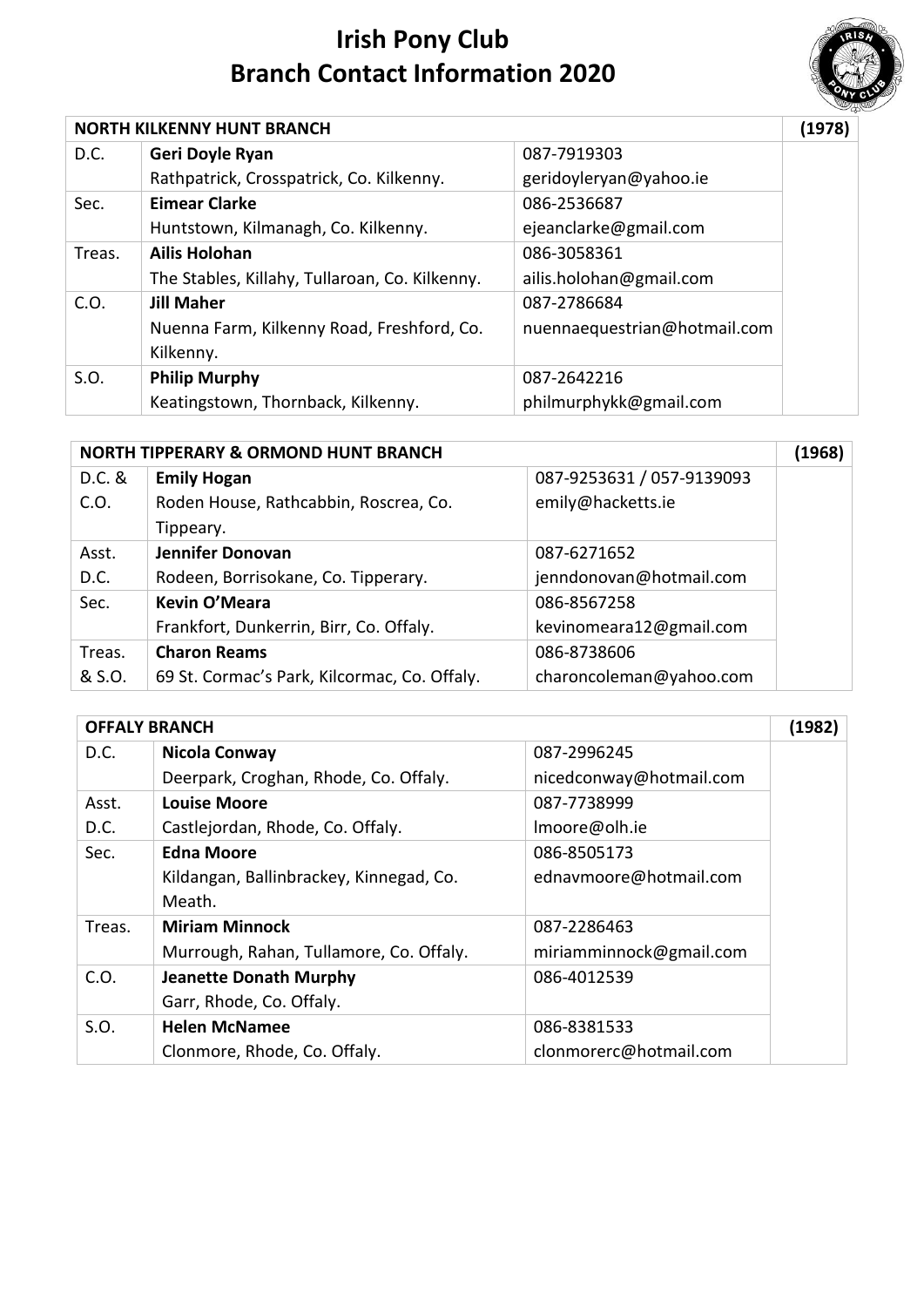# Irish Pony Club
# Branch Contact Information 2020

| NORTH KILKENNY HUNT BRANCH | | | (1978) |
|---|---|---|---|
| D.C. | **Geri Doyle Ryan**<br>Rathpatrick, Crosspatrick, Co. Kilkenny. | 087-7919303<br>geridoyleryan@yahoo.ie | |
| Sec. | **Eimear Clarke**<br>Huntstown, Kilmanagh, Co. Kilkenny. | 086-2536687<br>ejeanclarke@gmail.com | |
| Treas. | **Ailis Holohan**<br>The Stables, Killahy, Tullaroan, Co. Kilkenny. | 086-3058361<br>ailis.holohan@gmail.com | |
| C.O. | **Jill Maher**<br>Nuenna Farm, Kilkenny Road, Freshford, Co. Kilkenny. | 087-2786684<br>nuennaequestrian@hotmail.com | |
| S.O. | **Philip Murphy**<br>Keatingstown, Thornback, Kilkenny. | 087-2642216<br>philmurphykk@gmail.com | |

| NORTH TIPPERARY & ORMOND HUNT BRANCH | | | (1968) |
|---|---|---|---|
| D.C. & C.O. | **Emily Hogan**<br>Roden House, Rathcabbin, Roscrea, Co. Tippeary. | 087-9253631 / 057-9139093<br>emily@hacketts.ie | |
| Asst. D.C. | **Jennifer Donovan**<br>Rodeen, Borrisokane, Co. Tipperary. | 087-6271652<br>jenndonovan@hotmail.com | |
| Sec. | **Kevin O'Meara**<br>Frankfort, Dunkerrin, Birr, Co. Offaly. | 086-8567258<br>kevinomeara12@gmail.com | |
| Treas. & S.O. | **Charon Reams**<br>69 St. Cormac's Park, Kilcormac, Co. Offaly. | 086-8738606<br>charoncoleman@yahoo.com | |

| OFFALY BRANCH | | | (1982) |
|---|---|---|---|
| D.C. | **Nicola Conway**<br>Deerpark, Croghan, Rhode, Co. Offaly. | 087-2996245<br>nicedconway@hotmail.com | |
| Asst. D.C. | **Louise Moore**<br>Castlejordan, Rhode, Co. Offaly. | 087-7738999<br>lmoore@olh.ie | |
| Sec. | **Edna Moore**<br>Kildangan, Ballinbrackey, Kinnegad, Co. Meath. | 086-8505173<br>ednavmoore@hotmail.com | |
| Treas. | **Miriam Minnock**<br>Murrough, Rahan, Tullamore, Co. Offaly. | 087-2286463<br>miriamminnock@gmail.com | |
| C.O. | **Jeanette Donath Murphy**<br>Garr, Rhode, Co. Offaly. | 086-4012539 | |
| S.O. | **Helen McNamee**<br>Clonmore, Rhode, Co. Offaly. | 086-8381533<br>clonmorerc@hotmail.com | |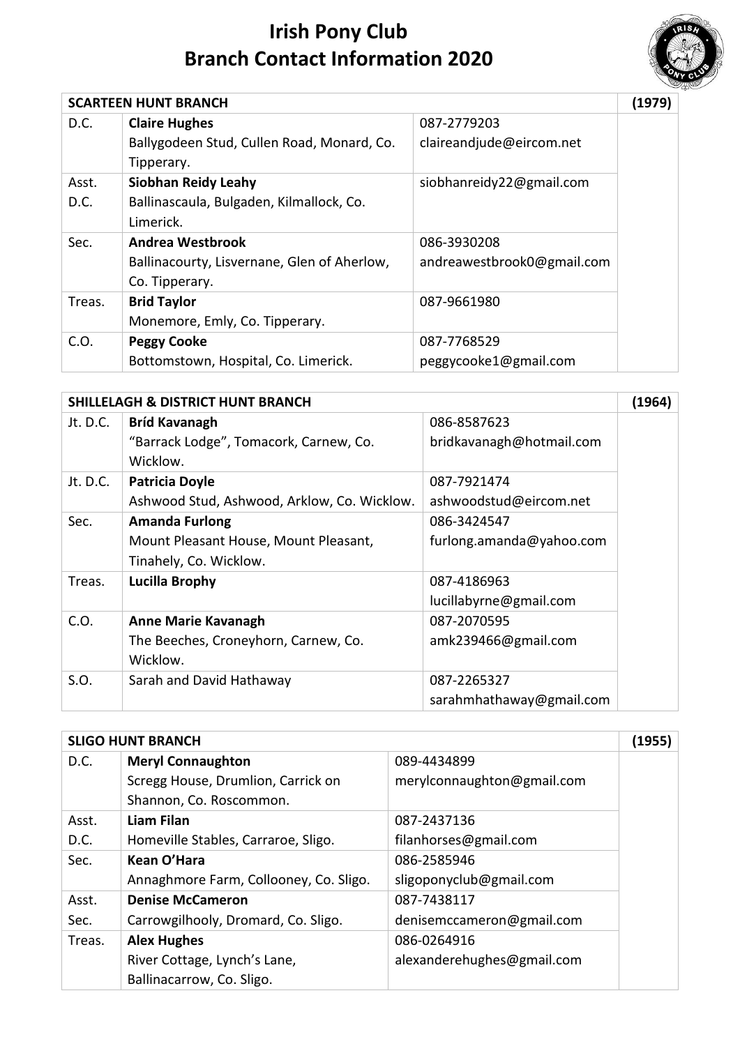# Irish Pony Club
# Branch Contact Information 2020

| SCARTEEN HUNT BRANCH | | | (1979) |
|---|---|---|---|
| D.C. | **Claire Hughes**<br>Ballygodeen Stud, Cullen Road, Monard, Co. Tipperary. | 087-2779203<br>claireandjude@eircom.net | |
| Asst. D.C. | **Siobhan Reidy Leahy**<br>Ballinascaula, Bulgaden, Kilmallock, Co. Limerick. | siobhanreidy22@gmail.com | |
| Sec. | **Andrea Westbrook**<br>Ballinacourty, Lisvernane, Glen of Aherlow, Co. Tipperary. | 086-3930208<br>andreawestbrook0@gmail.com | |
| Treas. | **Brid Taylor**<br>Monemore, Emly, Co. Tipperary. | 087-9661980 | |
| C.O. | **Peggy Cooke**<br>Bottomstown, Hospital, Co. Limerick. | 087-7768529<br>peggycooke1@gmail.com | |

| SHILLELAGH & DISTRICT HUNT BRANCH | | | (1964) |
|---|---|---|---|
| Jt. D.C. | **Bríd Kavanagh**<br>"Barrack Lodge", Tomacork, Carnew, Co. Wicklow. | 086-8587623<br>bridkavanagh@hotmail.com | |
| Jt. D.C. | **Patricia Doyle**<br>Ashwood Stud, Ashwood, Arklow, Co. Wicklow. | 087-7921474<br>ashwoodstud@eircom.net | |
| Sec. | **Amanda Furlong**<br>Mount Pleasant House, Mount Pleasant, Tinahely, Co. Wicklow. | 086-3424547<br>furlong.amanda@yahoo.com | |
| Treas. | **Lucilla Brophy** | 087-4186963<br>lucillabyrne@gmail.com | |
| C.O. | **Anne Marie Kavanagh**<br>The Beeches, Croneyhorn, Carnew, Co. Wicklow. | 087-2070595<br>amk239466@gmail.com | |
| S.O. | Sarah and David Hathaway | 087-2265327<br>sarahmhathaway@gmail.com | |

| SLIGO HUNT BRANCH | | | (1955) |
|---|---|---|---|
| D.C. | **Meryl Connaughton**<br>Scregg House, Drumlion, Carrick on Shannon, Co. Roscommon. | 089-4434899<br>merylconnaughton@gmail.com | |
| Asst. D.C. | **Liam Filan**<br>Homeville Stables, Carraroe, Sligo. | 087-2437136<br>filanhorses@gmail.com | |
| Sec. | **Kean O'Hara**<br>Annaghmore Farm, Collooney, Co. Sligo. | 086-2585946<br>sligoponyclub@gmail.com | |
| Asst. Sec. | **Denise McCameron**<br>Carrowgilhooly, Dromard, Co. Sligo. | 087-7438117<br>denisemccameron@gmail.com | |
| Treas. | **Alex Hughes**<br>River Cottage, Lynch's Lane, Ballinacarrow, Co. Sligo. | 086-0264916<br>alexanderehughes@gmail.com | |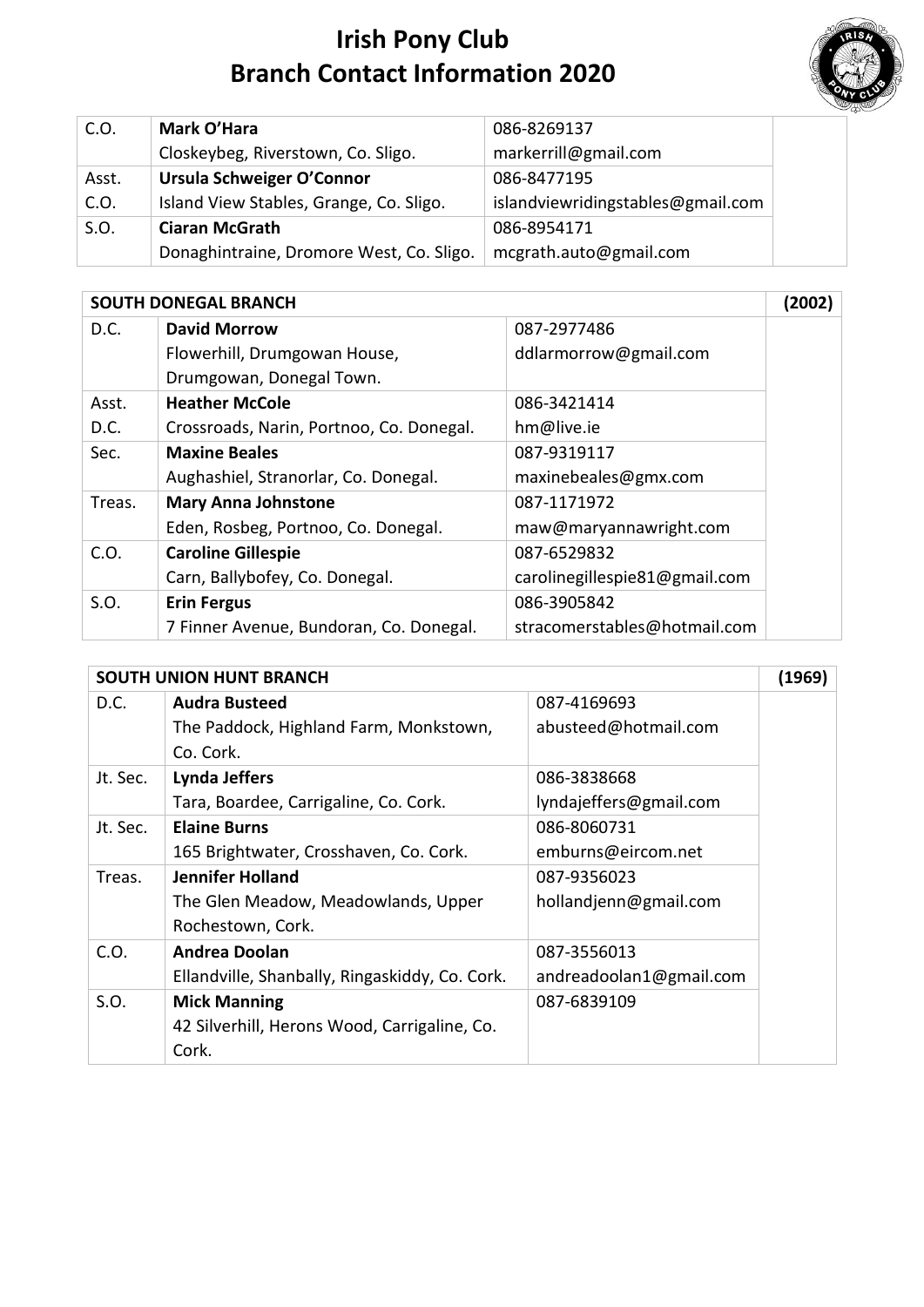# Irish Pony Club
# Branch Contact Information 2020

| | | | |
|---|---|---|---|
| C.O. | **Mark O'Hara**<br>Closkeybeg, Riverstown, Co. Sligo. | 086-8269137<br>markerrill@gmail.com | |
| Asst. C.O. | **Ursula Schweiger O'Connor**<br>Island View Stables, Grange, Co. Sligo. | 086-8477195<br>islandviewridingstables@gmail.com | |
| S.O. | **Ciaran McGrath**<br>Donaghintraine, Dromore West, Co. Sligo. | 086-8954171<br>mcgrath.auto@gmail.com | |

| **SOUTH DONEGAL BRANCH** | | | **(2002)** |
|---|---|---|---|
| D.C. | **David Morrow**<br>Flowerhill, Drumgowan House, Drumgowan, Donegal Town. | 087-2977486<br>ddlarmorrow@gmail.com | |
| Asst. D.C. | **Heather McCole**<br>Crossroads, Narin, Portnoo, Co. Donegal. | 086-3421414<br>hm@live.ie | |
| Sec. | **Maxine Beales**<br>Aughashiel, Stranorlar, Co. Donegal. | 087-9319117<br>maxinebeales@gmx.com | |
| Treas. | **Mary Anna Johnstone**<br>Eden, Rosbeg, Portnoo, Co. Donegal. | 087-1171972<br>maw@maryannawright.com | |
| C.O. | **Caroline Gillespie**<br>Carn, Ballybofey, Co. Donegal. | 087-6529832<br>carolinegillespie81@gmail.com | |
| S.O. | **Erin Fergus**<br>7 Finner Avenue, Bundoran, Co. Donegal. | 086-3905842<br>stracomerstables@hotmail.com | |

| **SOUTH UNION HUNT BRANCH** | | | **(1969)** |
|---|---|---|---|
| D.C. | **Audra Busteed**<br>The Paddock, Highland Farm, Monkstown, Co. Cork. | 087-4169693<br>abusteed@hotmail.com | |
| Jt. Sec. | **Lynda Jeffers**<br>Tara, Boardee, Carrigaline, Co. Cork. | 086-3838668<br>lyndajeffers@gmail.com | |
| Jt. Sec. | **Elaine Burns**<br>165 Brightwater, Crosshaven, Co. Cork. | 086-8060731<br>emburns@eircom.net | |
| Treas. | **Jennifer Holland**<br>The Glen Meadow, Meadowlands, Upper Rochestown, Cork. | 087-9356023<br>hollandjenn@gmail.com | |
| C.O. | **Andrea Doolan**<br>Ellandville, Shanbally, Ringaskiddy, Co. Cork. | 087-3556013<br>andreadoolan1@gmail.com | |
| S.O. | **Mick Manning**<br>42 Silverhill, Herons Wood, Carrigaline, Co. Cork. | 087-6839109 | |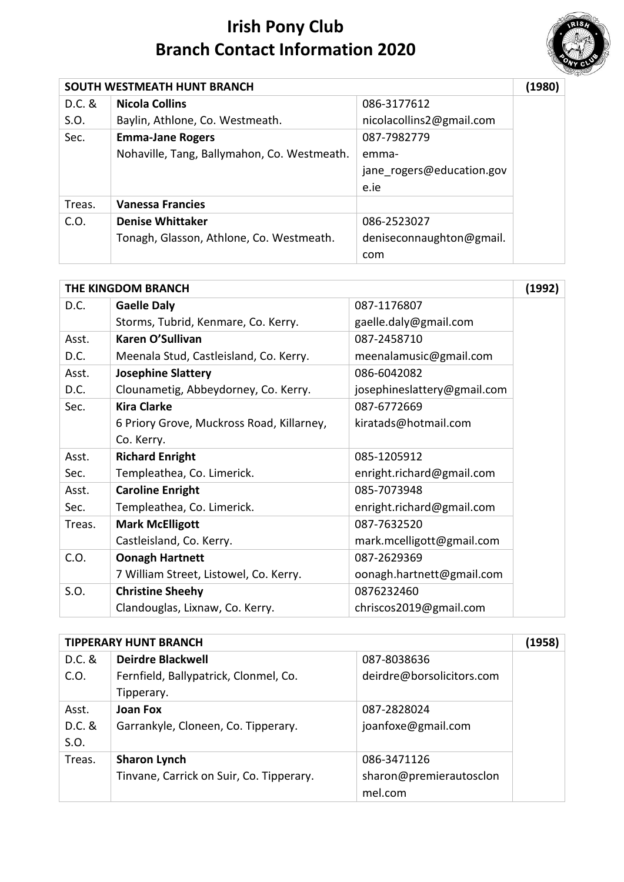# Irish Pony Club
# Branch Contact Information 2020

| SOUTH WESTMEATH HUNT BRANCH | | | (1980) |
|---|---|---|---|
| D.C. & S.O. | **Nicola Collins**<br>Baylin, Athlone, Co. Westmeath. | 086-3177612<br>nicolacollins2@gmail.com | |
| Sec. | **Emma-Jane Rogers**<br>Nohaville, Tang, Ballymahon, Co. Westmeath. | 087-7982779<br>emma-jane_rogers@education.gov.ie | |
| Treas. | **Vanessa Francies** | | |
| C.O. | **Denise Whittaker**<br>Tonagh, Glasson, Athlone, Co. Westmeath. | 086-2523027<br>deniseconnaughton@gmail.com | |

| THE KINGDOM BRANCH | | | (1992) |
|---|---|---|---|
| D.C. | **Gaelle Daly**<br>Storms, Tubrid, Kenmare, Co. Kerry. | 087-1176807<br>gaelle.daly@gmail.com | |
| Asst. D.C. | **Karen O'Sullivan**<br>Meenala Stud, Castleisland, Co. Kerry. | 087-2458710<br>meenalamusic@gmail.com | |
| Asst. D.C. | **Josephine Slattery**<br>Clounametig, Abbeydorney, Co. Kerry. | 086-6042082<br>josephineslattery@gmail.com | |
| Sec. | **Kira Clarke**<br>6 Priory Grove, Muckross Road, Killarney, Co. Kerry. | 087-6772669<br>kiratads@hotmail.com | |
| Asst. Sec. | **Richard Enright**<br>Templeathea, Co. Limerick. | 085-1205912<br>enright.richard@gmail.com | |
| Asst. Sec. | **Caroline Enright**<br>Templeathea, Co. Limerick. | 085-7073948<br>enright.richard@gmail.com | |
| Treas. | **Mark McElligott**<br>Castleisland, Co. Kerry. | 087-7632520<br>mark.mcelligott@gmail.com | |
| C.O. | **Oonagh Hartnett**<br>7 William Street, Listowel, Co. Kerry. | 087-2629369<br>oonagh.hartnett@gmail.com | |
| S.O. | **Christine Sheehy**<br>Clandouglas, Lixnaw, Co. Kerry. | 0876232460<br>chriscos2019@gmail.com | |

| TIPPERARY HUNT BRANCH | | | (1958) |
|---|---|---|---|
| D.C. & C.O. | **Deirdre Blackwell**<br>Fernfield, Ballypatrick, Clonmel, Co. Tipperary. | 087-8038636<br>deirdre@borsolicitors.com | |
| Asst. D.C. & S.O. | **Joan Fox**<br>Garrankyle, Cloneen, Co. Tipperary. | 087-2828024<br>joanfoxe@gmail.com | |
| Treas. | **Sharon Lynch**<br>Tinvane, Carrick on Suir, Co. Tipperary. | 086-3471126<br>sharon@premierautosclonmel.com | |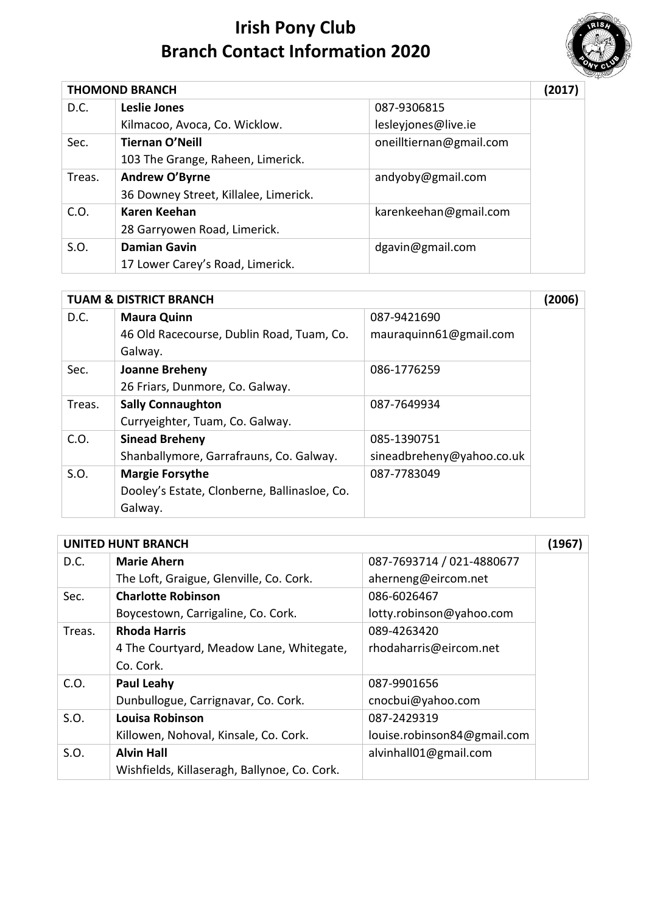# Irish Pony Club
# Branch Contact Information 2020

| THOMOND BRANCH | | | (2017) |
|---|---|---|---|
| D.C. | **Leslie Jones**<br>Kilmacoo, Avoca, Co. Wicklow. | 087-9306815<br>lesleyjones@live.ie | |
| Sec. | **Tiernan O'Neill**<br>103 The Grange, Raheen, Limerick. | oneilltiernan@gmail.com | |
| Treas. | **Andrew O'Byrne**<br>36 Downey Street, Killalee, Limerick. | andyoby@gmail.com | |
| C.O. | **Karen Keehan**<br>28 Garryowen Road, Limerick. | karenkeehan@gmail.com | |
| S.O. | **Damian Gavin**<br>17 Lower Carey's Road, Limerick. | dgavin@gmail.com | |

| TUAM & DISTRICT BRANCH | | | (2006) |
|---|---|---|---|
| D.C. | **Maura Quinn**<br>46 Old Racecourse, Dublin Road, Tuam, Co. Galway. | 087-9421690<br>mauraquinn61@gmail.com | |
| Sec. | **Joanne Breheny**<br>26 Friars, Dunmore, Co. Galway. | 086-1776259 | |
| Treas. | **Sally Connaughton**<br>Curryeighter, Tuam, Co. Galway. | 087-7649934 | |
| C.O. | **Sinead Breheny**<br>Shanballymore, Garrafrauns, Co. Galway. | 085-1390751<br>sineadbreheny@yahoo.co.uk | |
| S.O. | **Margie Forsythe**<br>Dooley's Estate, Clonberne, Ballinasloe, Co. Galway. | 087-7783049 | |

| UNITED HUNT BRANCH | | | (1967) |
|---|---|---|---|
| D.C. | **Marie Ahern**<br>The Loft, Graigue, Glenville, Co. Cork. | 087-7693714 / 021-4880677<br>aherneng@eircom.net | |
| Sec. | **Charlotte Robinson**<br>Boycestown, Carrigaline, Co. Cork. | 086-6026467<br>lotty.robinson@yahoo.com | |
| Treas. | **Rhoda Harris**<br>4 The Courtyard, Meadow Lane, Whitegate, Co. Cork. | 089-4263420<br>rhodaharris@eircom.net | |
| C.O. | **Paul Leahy**<br>Dunbullogue, Carrignavar, Co. Cork. | 087-9901656<br>cnocbui@yahoo.com | |
| S.O. | **Louisa Robinson**<br>Killowen, Nohoval, Kinsale, Co. Cork. | 087-2429319<br>louise.robinson84@gmail.com | |
| S.O. | **Alvin Hall**<br>Wishfields, Killaseragh, Ballynoe, Co. Cork. | alvinhall01@gmail.com | |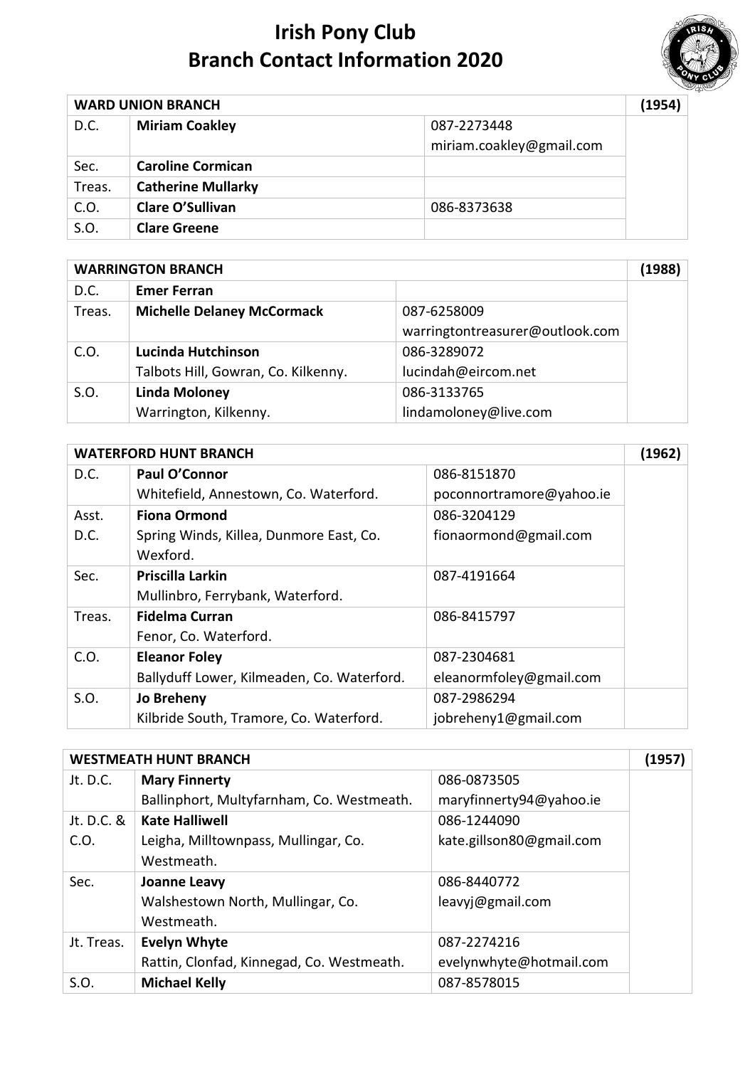# Irish Pony Club
# Branch Contact Information 2020

| WARD UNION BRANCH | | | (1954) |
|---|---|---|---|
| D.C. | **Miriam Coakley** | 087-2273448<br>miriam.coakley@gmail.com | |
| Sec. | **Caroline Cormican** | | |
| Treas. | **Catherine Mullarky** | | |
| C.O. | **Clare O'Sullivan** | 086-8373638 | |
| S.O. | **Clare Greene** | | |

| WARRINGTON BRANCH | | | (1988) |
|---|---|---|---|
| D.C. | **Emer Ferran** | | |
| Treas. | **Michelle Delaney McCormack** | 087-6258009<br>warringtontreasurer@outlook.com | |
| C.O. | **Lucinda Hutchinson**<br>Talbots Hill, Gowran, Co. Kilkenny. | 086-3289072<br>lucindah@eircom.net | |
| S.O. | **Linda Moloney**<br>Warrington, Kilkenny. | 086-3133765<br>lindamoloney@live.com | |

| WATERFORD HUNT BRANCH | | | (1962) |
|---|---|---|---|
| D.C. | **Paul O'Connor**<br>Whitefield, Annestown, Co. Waterford. | 086-8151870<br>poconnortramore@yahoo.ie | |
| Asst. D.C. | **Fiona Ormond**<br>Spring Winds, Killea, Dunmore East, Co. Wexford. | 086-3204129<br>fionaormond@gmail.com | |
| Sec. | **Priscilla Larkin**<br>Mullinbro, Ferrybank, Waterford. | 087-4191664 | |
| Treas. | **Fidelma Curran**<br>Fenor, Co. Waterford. | 086-8415797 | |
| C.O. | **Eleanor Foley**<br>Ballyduff Lower, Kilmeaden, Co. Waterford. | 087-2304681<br>eleanormfoley@gmail.com | |
| S.O. | **Jo Breheny**<br>Kilbride South, Tramore, Co. Waterford. | 087-2986294<br>jobreheny1@gmail.com | |

| WESTMEATH HUNT BRANCH | | | (1957) |
|---|---|---|---|
| Jt. D.C. | **Mary Finnerty**<br>Ballinphort, Multyfarnham, Co. Westmeath. | 086-0873505<br>maryfinnerty94@yahoo.ie | |
| Jt. D.C. & C.O. | **Kate Halliwell**<br>Leigha, Milltownpass, Mullingar, Co. Westmeath. | 086-1244090<br>kate.gillson80@gmail.com | |
| Sec. | **Joanne Leavy**<br>Walshestown North, Mullingar, Co. Westmeath. | 086-8440772<br>leavyj@gmail.com | |
| Jt. Treas. | **Evelyn Whyte**<br>Rattin, Clonfad, Kinnegad, Co. Westmeath. | 087-2274216<br>evelynwhyte@hotmail.com | |
| S.O. | **Michael Kelly** | 087-8578015 | |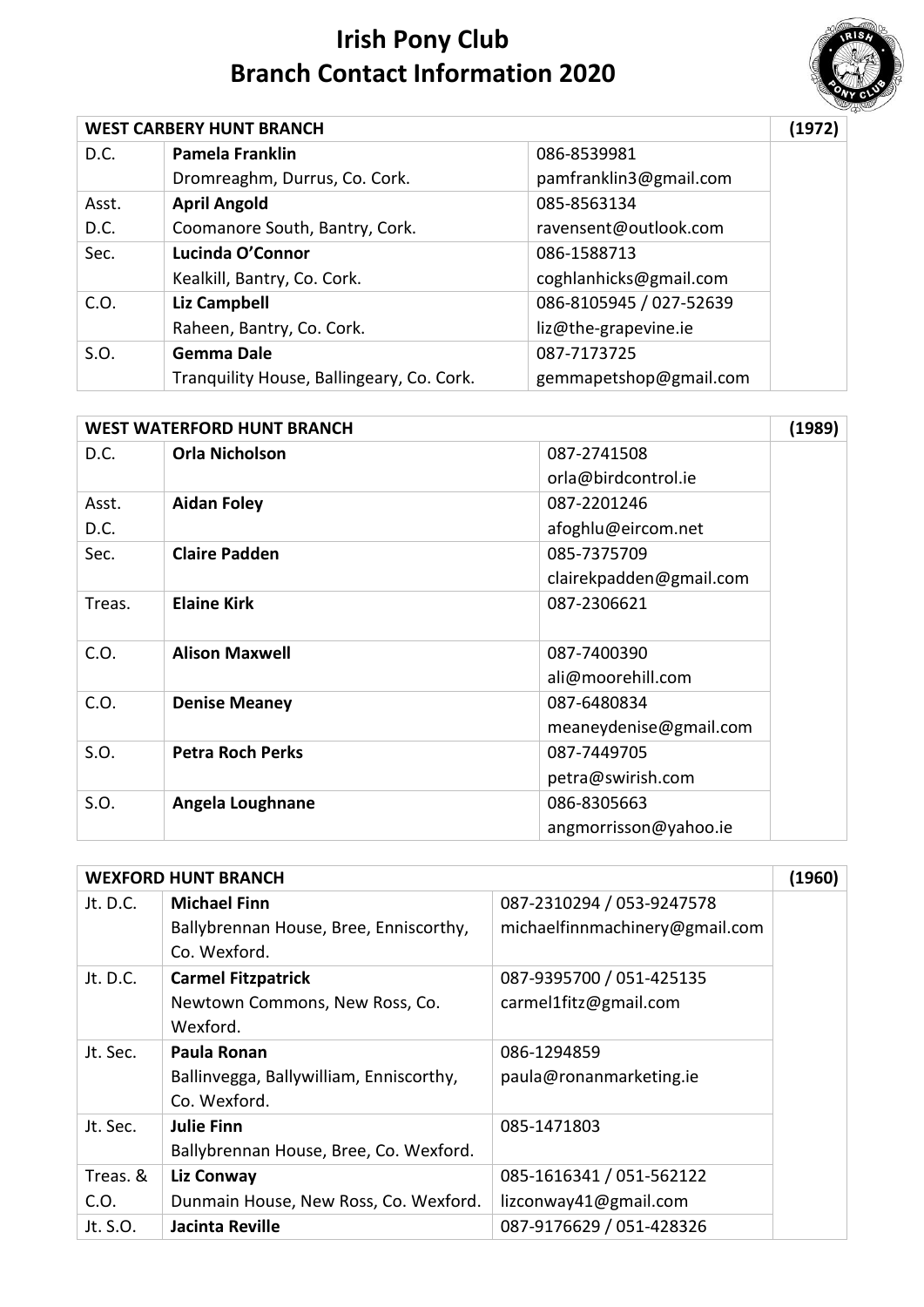# Irish Pony Club
# Branch Contact Information 2020

| WEST CARBERY HUNT BRANCH | | | (1972) |
|---|---|---|---|
| D.C. | **Pamela Franklin**<br>Dromreaghm, Durrus, Co. Cork. | 086-8539981<br>pamfranklin3@gmail.com | |
| Asst. D.C. | **April Angold**<br>Coomanore South, Bantry, Cork. | 085-8563134<br>ravensent@outlook.com | |
| Sec. | **Lucinda O'Connor**<br>Kealkill, Bantry, Co. Cork. | 086-1588713<br>coghlanhicks@gmail.com | |
| C.O. | **Liz Campbell**<br>Raheen, Bantry, Co. Cork. | 086-8105945 / 027-52639<br>liz@the-grapevine.ie | |
| S.O. | **Gemma Dale**<br>Tranquility House, Ballingeary, Co. Cork. | 087-7173725<br>gemmapetshop@gmail.com | |

| WEST WATERFORD HUNT BRANCH | | | (1989) |
|---|---|---|---|
| D.C. | **Orla Nicholson** | 087-2741508<br>orla@birdcontrol.ie | |
| Asst. D.C. | **Aidan Foley** | 087-2201246<br>afoghlu@eircom.net | |
| Sec. | **Claire Padden** | 085-7375709<br>clairekpadden@gmail.com | |
| Treas. | **Elaine Kirk** | 087-2306621 | |
| C.O. | **Alison Maxwell** | 087-7400390<br>ali@moorehill.com | |
| C.O. | **Denise Meaney** | 087-6480834<br>meaneydenise@gmail.com | |
| S.O. | **Petra Roch Perks** | 087-7449705<br>petra@swirish.com | |
| S.O. | **Angela Loughnane** | 086-8305663<br>angmorrisson@yahoo.ie | |

| WEXFORD HUNT BRANCH | | | (1960) |
|---|---|---|---|
| Jt. D.C. | **Michael Finn**<br>Ballybrennan House, Bree, Enniscorthy, Co. Wexford. | 087-2310294 / 053-9247578<br>michaelfinnmachinery@gmail.com | |
| Jt. D.C. | **Carmel Fitzpatrick**<br>Newtown Commons, New Ross, Co. Wexford. | 087-9395700 / 051-425135<br>carmel1fitz@gmail.com | |
| Jt. Sec. | **Paula Ronan**<br>Ballinvegga, Ballywilliam, Enniscorthy, Co. Wexford. | 086-1294859<br>paula@ronanmarketing.ie | |
| Jt. Sec. | **Julie Finn**<br>Ballybrennan House, Bree, Co. Wexford. | 085-1471803 | |
| Treas. & C.O. | **Liz Conway**<br>Dunmain House, New Ross, Co. Wexford. | 085-1616341 / 051-562122<br>lizconway41@gmail.com | |
| Jt. S.O. | **Jacinta Reville** | 087-9176629 / 051-428326 | |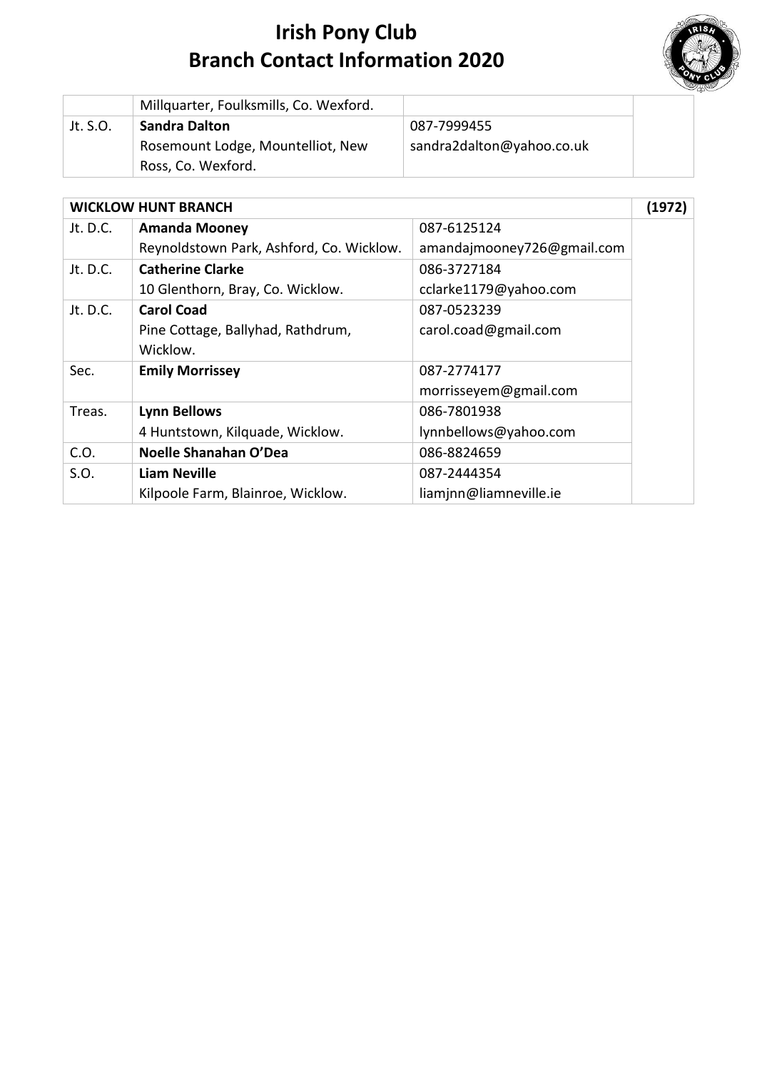# Irish Pony Club
# Branch Contact Information 2020

| | | | |
|---|---|---|---|
| | Millquarter, Foulksmills, Co. Wexford. | | |
| Jt. S.O. | **Sandra Dalton**<br>Rosemount Lodge, Mountelliot, New Ross, Co. Wexford. | 087-7999455<br>sandra2dalton@yahoo.co.uk | |

| **WICKLOW HUNT BRANCH** | | | **(1972)** |
|---|---|---|---|
| Jt. D.C. | **Amanda Mooney**<br>Reynoldstown Park, Ashford, Co. Wicklow. | 087-6125124<br>amandajmooney726@gmail.com | |
| Jt. D.C. | **Catherine Clarke**<br>10 Glenthorn, Bray, Co. Wicklow. | 086-3727184<br>cclarke1179@yahoo.com | |
| Jt. D.C. | **Carol Coad**<br>Pine Cottage, Ballyhad, Rathdrum, Wicklow. | 087-0523239<br>carol.coad@gmail.com | |
| Sec. | **Emily Morrissey** | 087-2774177<br>morrisseyem@gmail.com | |
| Treas. | **Lynn Bellows**<br>4 Huntstown, Kilquade, Wicklow. | 086-7801938<br>lynnbellows@yahoo.com | |
| C.O. | **Noelle Shanahan O'Dea** | 086-8824659 | |
| S.O. | **Liam Neville**<br>Kilpoole Farm, Blainroe, Wicklow. | 087-2444354<br>liamjnn@liamneville.ie | |